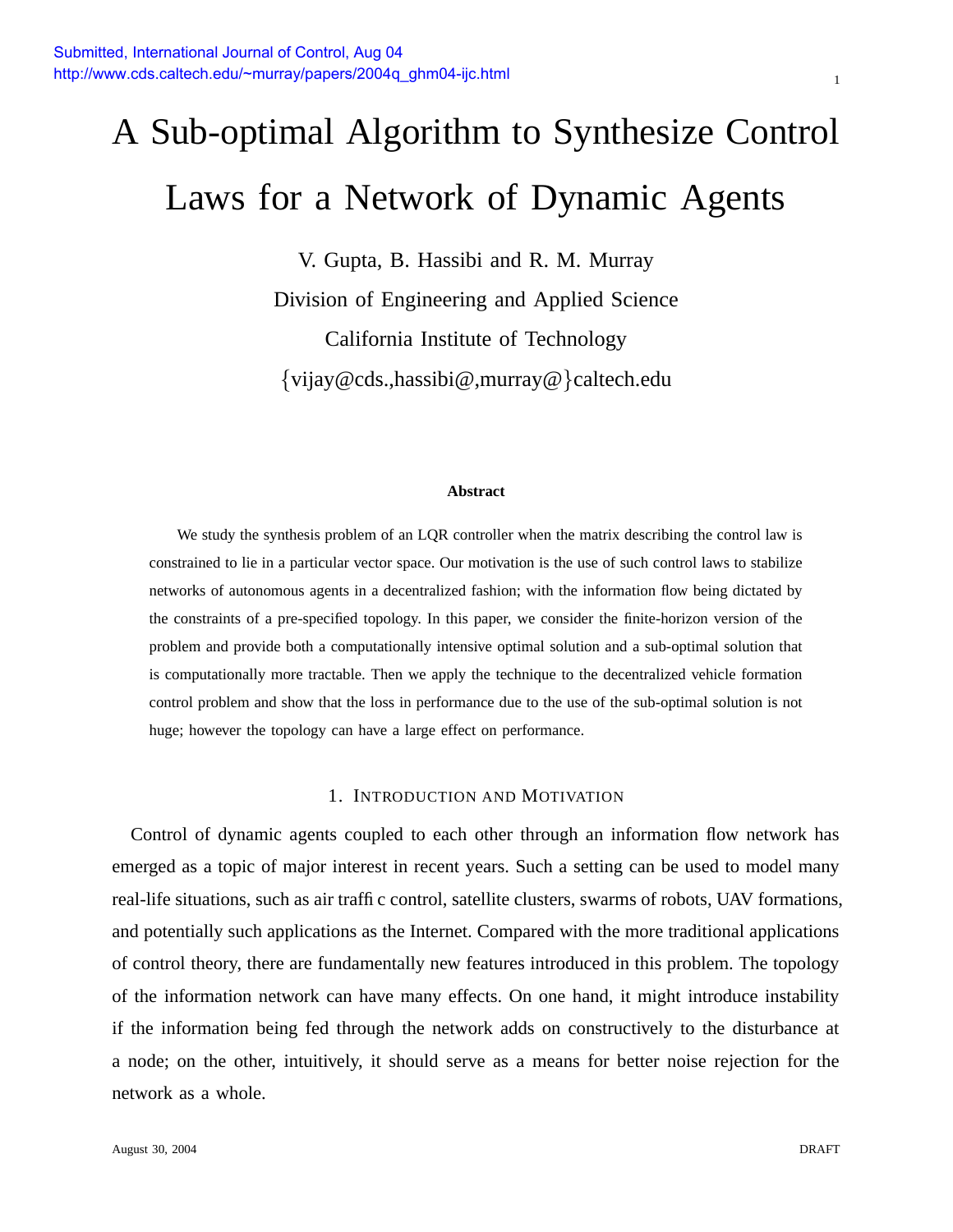# A Sub-optimal Algorithm to Synthesize Control Laws for a Network of Dynamic Agents

V. Gupta, B. Hassibi and R. M. Murray

Division of Engineering and Applied Science

California Institute of Technology

{vijay@cds.,hassibi@,murray@}caltech.edu

### Abstract

We study the synthesis problem of an LQR controller when the matrix describing the control law is constrained to lie in a particular vector space. Our motivation is the use of such control laws to stabilize networks of autonomous agents in a decentralized fashion; with the information flow being dictated by the constraints of a pre-specified topology. In this paper, we consider the finite-horizon version of the problem and provide both a computationally intensive optimal solution and a sub-optimal solution that is computationally more tractable. Then we apply the technique to the decentralized vehicle formation control problem and show that the loss in performance due to the use of the sub-optimal solution is not huge; however the topology can have a large effect on performance.

## 1. Introduction and Motivation

Control of dynamic agents coupled to each other through an information flow network has emerged as a topic of major interest in recent years. Such a setting can be used to model many real-life situations, such as air traffic control, satellite clusters, swarms of robots, UAV formations, and potentially such applications as the Internet. Compared with the more traditional applications of control theory, there are fundamentally new features introduced in this problem. The topology of the information network can have many effects. On one hand, it might introduce instability if the information being fed through the network adds on constructively to the disturbance at a node; on the other, intuitively, it should serve as a means for better noise rejection for the network as a whole.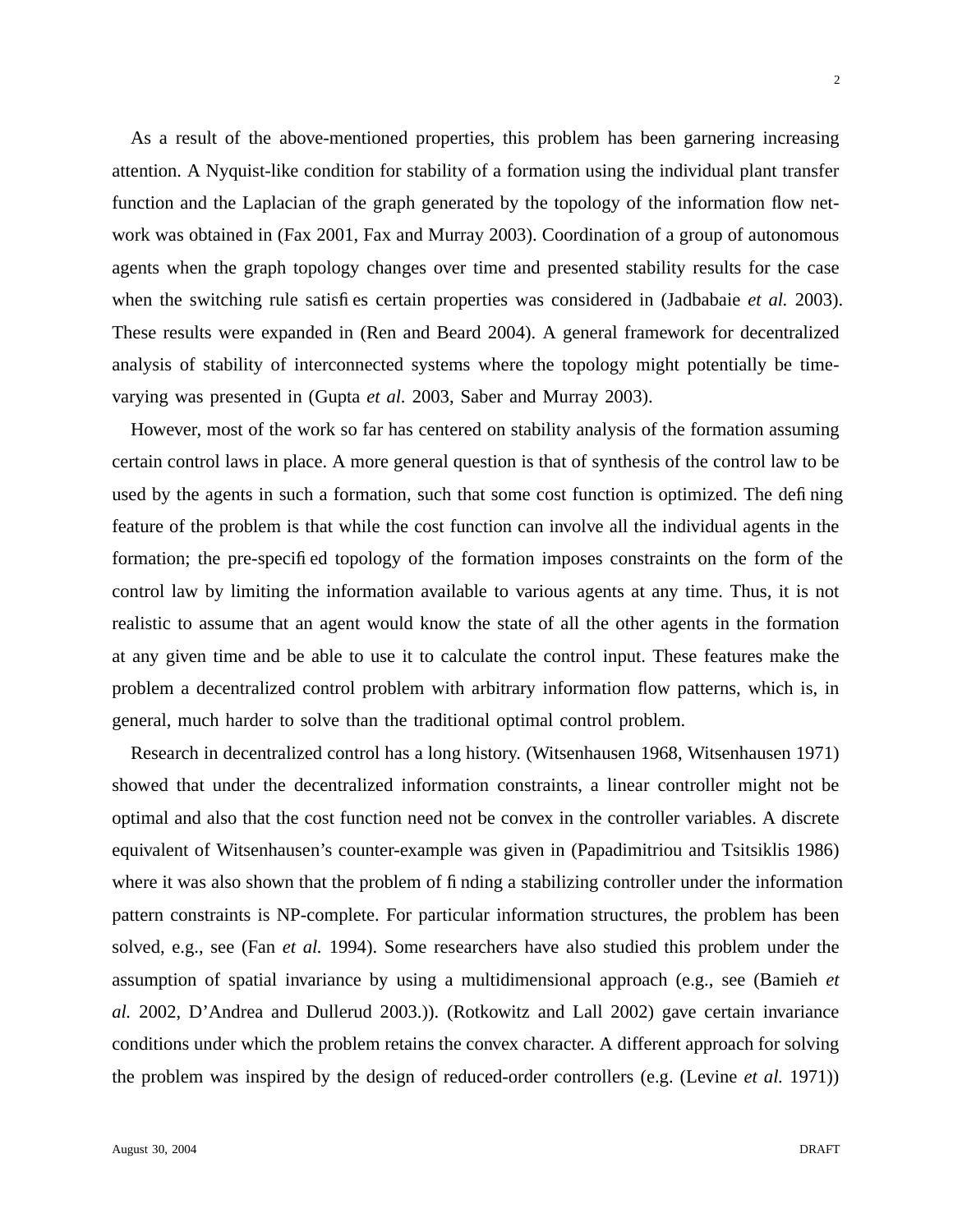As a result of the above-mentioned properties, this problem has been garnering increasing attention. A Nyquist-like condition for stability of a formation using the individual plant transfer function and the Laplacian of the graph generated by the topology of the information flow network was obtained in (Fax 2001, Fax and Murray 2003). Coordination of a group of autonomous agents when the graph topology changes over time and presented stability results for the case when the switching rule satisfies certain properties was considered in (Jadbabaie *et al.* 2003). These results were expanded in (Ren and Beard 2004). A general framework for decentralized analysis of stability of interconnected systems where the topology might potentially be time-varying was presented in (Gupta *et al.* 2003, Saber and Murray 2003).

However, most of the work so far has centered on stability analysis of the formation assuming certain control laws in place. A more general question is that of synthesis of the control law to be used by the agents in such a formation, such that some cost function is optimized. The defining feature of the problem is that while the cost function can involve all the individual agents in the formation; the pre-specified topology of the formation imposes constraints on the form of the control law by limiting the information available to various agents at any time. Thus, it is not realistic to assume that an agent would know the state of all the other agents in the formation at any given time and be able to use it to calculate the control input. These features make the problem a decentralized control problem with arbitrary information flow patterns, which is, in general, much harder to solve than the traditional optimal control problem.

Research in decentralized control has a long history. (Witsenhausen 1968, Witsenhausen 1971) showed that under the decentralized information constraints, a linear controller might not be optimal and also that the cost function need not be convex in the controller variables. A discrete equivalent of Witsenhausen's counter-example was given in (Papadimitriou and Tsitsiklis 1986) where it was also shown that the problem of finding a stabilizing controller under the information pattern constraints is NP-complete. For particular information structures, the problem has been solved, e.g., see (Fan *et al.* 1994). Some researchers have also studied this problem under the assumption of spatial invariance by using a multidimensional approach (e.g., see (Bamieh *et al.* 2002, D'Andrea and Dullerud 2003.)). (Rotkowitz and Lall 2002) gave certain invariance conditions under which the problem retains the convex character. A different approach for solving the problem was inspired by the design of reduced-order controllers (e.g. (Levine *et al.* 1971))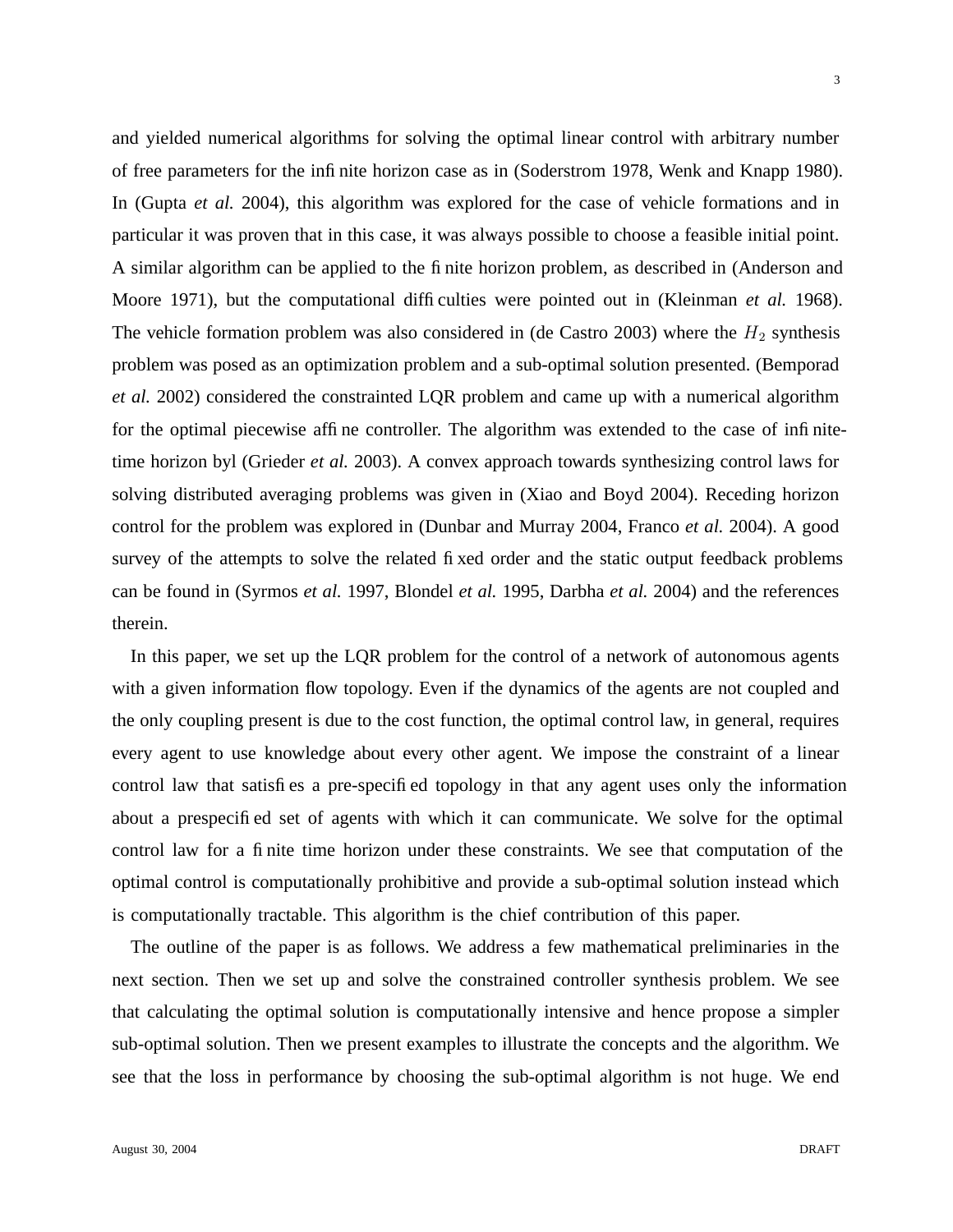and yielded numerical algorithms for solving the optimal linear control with arbitrary number of free parameters for the infinite horizon case as in (Soderstrom 1978, Wenk and Knapp 1980). In (Gupta *et al.* 2004), this algorithm was explored for the case of vehicle formations and in particular it was proven that in this case, it was always possible to choose a feasible initial point. A similar algorithm can be applied to the finite horizon problem, as described in (Anderson and Moore 1971), but the computational difficulties were pointed out in (Kleinman *et al.* 1968). The vehicle formation problem was also considered in (de Castro 2003) where the $H_2$ synthesis problem was posed as an optimization problem and a sub-optimal solution presented. (Bemporad *et al.* 2002) considered the constrainted LQR problem and came up with a numerical algorithm for the optimal piecewise affine controller. The algorithm was extended to the case of infinite-time horizon byl (Grieder *et al.* 2003). A convex approach towards synthesizing control laws for solving distributed averaging problems was given in (Xiao and Boyd 2004). Receding horizon control for the problem was explored in (Dunbar and Murray 2004, Franco *et al.* 2004). A good survey of the attempts to solve the related fixed order and the static output feedback problems can be found in (Syrmos *et al.* 1997, Blondel *et al.* 1995, Darbha *et al.* 2004) and the references therein.

In this paper, we set up the LQR problem for the control of a network of autonomous agents with a given information flow topology. Even if the dynamics of the agents are not coupled and the only coupling present is due to the cost function, the optimal control law, in general, requires every agent to use knowledge about every other agent. We impose the constraint of a linear control law that satisfies a pre-specified topology in that any agent uses only the information about a prespecified set of agents with which it can communicate. We solve for the optimal control law for a finite time horizon under these constraints. We see that computation of the optimal control is computationally prohibitive and provide a sub-optimal solution instead which is computationally tractable. This algorithm is the chief contribution of this paper.

The outline of the paper is as follows. We address a few mathematical preliminaries in the next section. Then we set up and solve the constrained controller synthesis problem. We see that calculating the optimal solution is computationally intensive and hence propose a simpler sub-optimal solution. Then we present examples to illustrate the concepts and the algorithm. We see that the loss in performance by choosing the sub-optimal algorithm is not huge. We end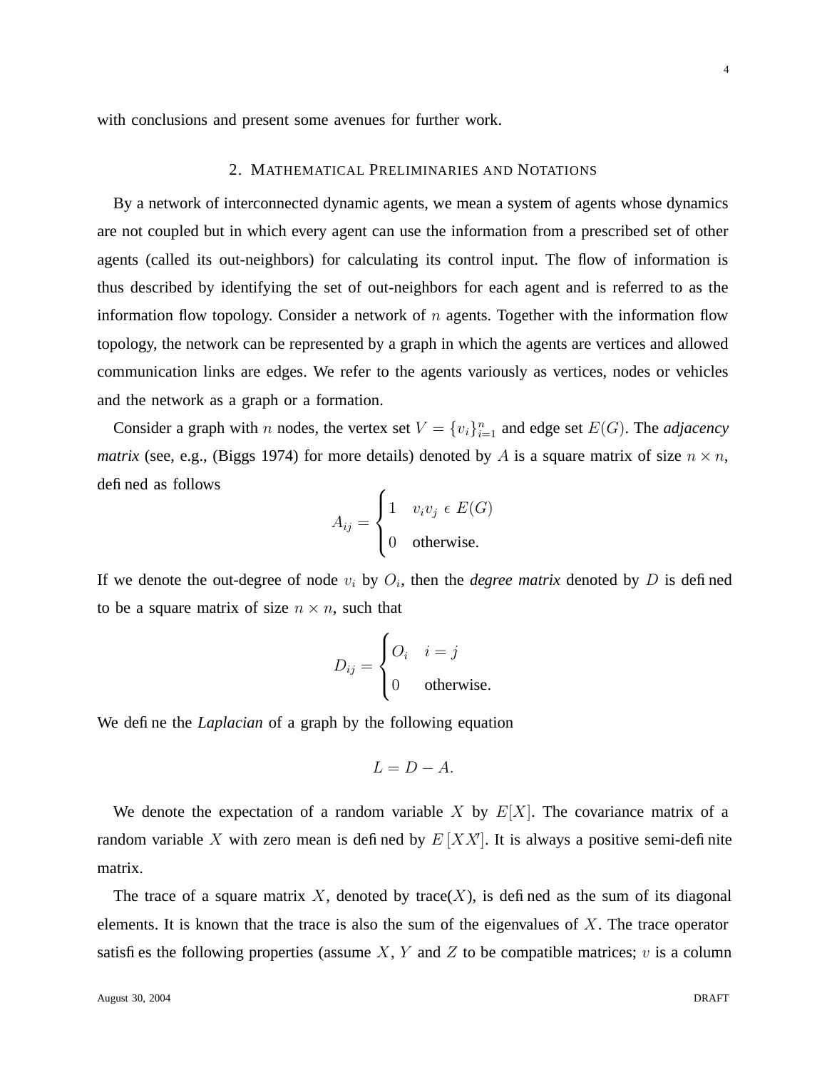with conclusions and present some avenues for further work.

## 2. Mathematical Preliminaries and Notations

By a network of interconnected dynamic agents, we mean a system of agents whose dynamics are not coupled but in which every agent can use the information from a prescribed set of other agents (called its out-neighbors) for calculating its control input. The flow of information is thus described by identifying the set of out-neighbors for each agent and is referred to as the information flow topology. Consider a network of $n$ agents. Together with the information flow topology, the network can be represented by a graph in which the agents are vertices and allowed communication links are edges. We refer to the agents variously as vertices, nodes or vehicles and the network as a graph or a formation.

Consider a graph with $n$ nodes, the vertex set $V = \{v_i\}_{i=1}^{n}$ and edge set $E(G)$. The *adjacency matrix* (see, e.g., (Biggs 1974) for more details) denoted by $A$ is a square matrix of size $n \times n$, defined as follows

$$A_{ij} = \begin{cases} 1 & v_i v_j \in E(G) \\ 0 & \text{otherwise.} \end{cases}$$

If we denote the out-degree of node $v_i$ by $O_i$, then the *degree matrix* denoted by $D$ is defined to be a square matrix of size $n \times n$, such that

$$D_{ij} = \begin{cases} O_i & i = j \\ 0 & \text{otherwise.} \end{cases}$$

We define the *Laplacian* of a graph by the following equation

$$L = D - A.$$

We denote the expectation of a random variable $X$ by $E[X]$. The covariance matrix of a random variable $X$ with zero mean is defined by $E[XX']$. It is always a positive semi-definite matrix.

The trace of a square matrix $X$, denoted by trace($X$), is defined as the sum of its diagonal elements. It is known that the trace is also the sum of the eigenvalues of $X$. The trace operator satisfies the following properties (assume $X$, $Y$ and $Z$ to be compatible matrices; $v$ is a column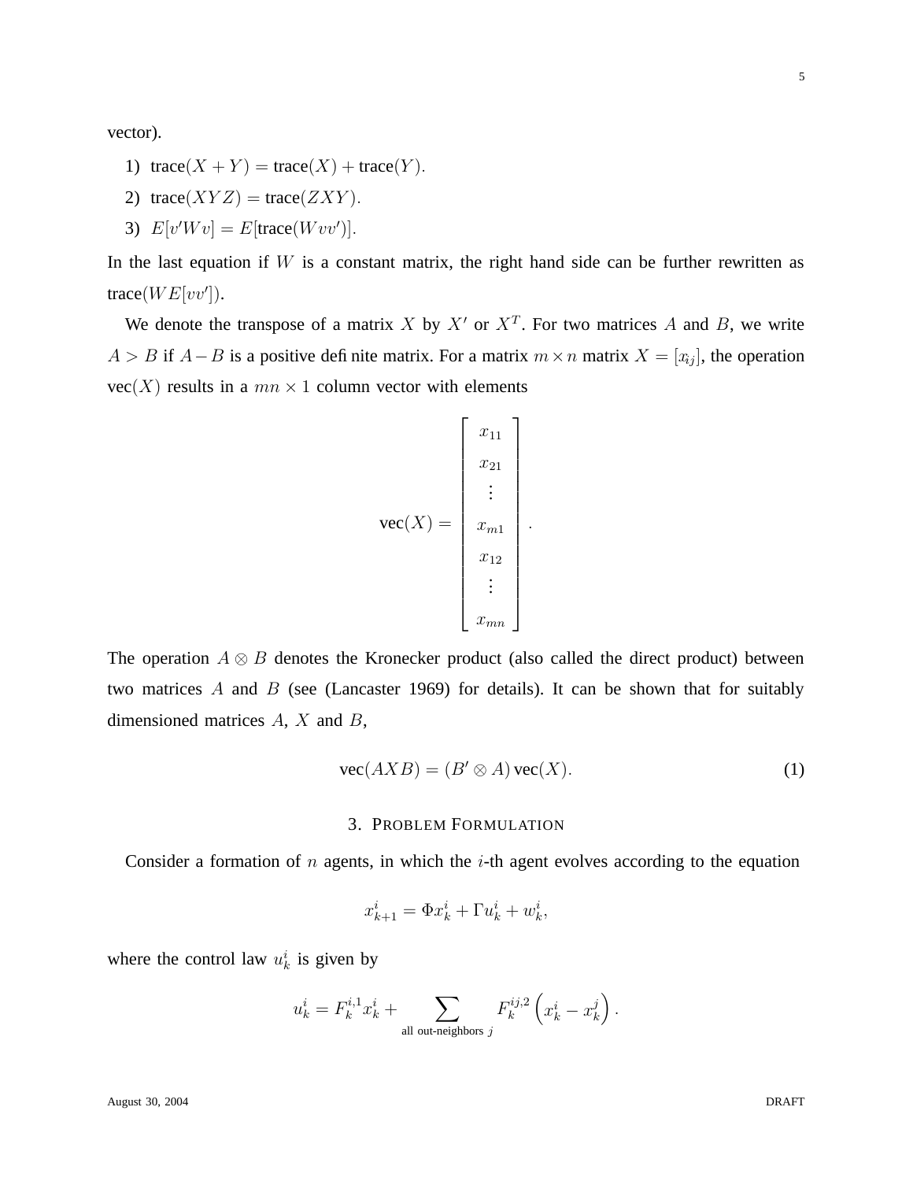vector).

1) $\text{trace}(X + Y) = \text{trace}(X) + \text{trace}(Y)$.
2) $\text{trace}(XYZ) = \text{trace}(ZXY)$.
3) $E[v'Wv] = E[\text{trace}(Wvv')]$.

In the last equation if $W$ is a constant matrix, the right hand side can be further rewritten as $\text{trace}(WE[vv'])$.

We denote the transpose of a matrix $X$ by $X'$ or $X^T$. For two matrices $A$ and $B$, we write $A > B$ if $A - B$ is a positive definite matrix. For a matrix $m \times n$ matrix $X = [x_{ij}]$, the operation $\text{vec}(X)$ results in a $mn \times 1$ column vector with elements

$$\text{vec}(X) = \begin{bmatrix} x_{11} \\ x_{21} \\ \vdots \\ x_{m1} \\ x_{12} \\ \vdots \\ x_{mn} \end{bmatrix}.$$

The operation $A \otimes B$ denotes the Kronecker product (also called the direct product) between two matrices $A$ and $B$ (see (Lancaster 1969) for details). It can be shown that for suitably dimensioned matrices $A$, $X$ and $B$,

$$\text{vec}(AXB) = (B' \otimes A)\,\text{vec}(X). \tag{1}$$

## 3. Problem Formulation

Consider a formation of $n$ agents, in which the $i$-th agent evolves according to the equation

$$x_{k+1}^i = \Phi x_k^i + \Gamma u_k^i + w_k^i,$$

where the control law $u_k^i$ is given by

$$u_k^i = F_k^{i,1} x_k^i + \sum_{\text{all out-neighbors } j} F_k^{ij,2} \left( x_k^i - x_k^j \right).$$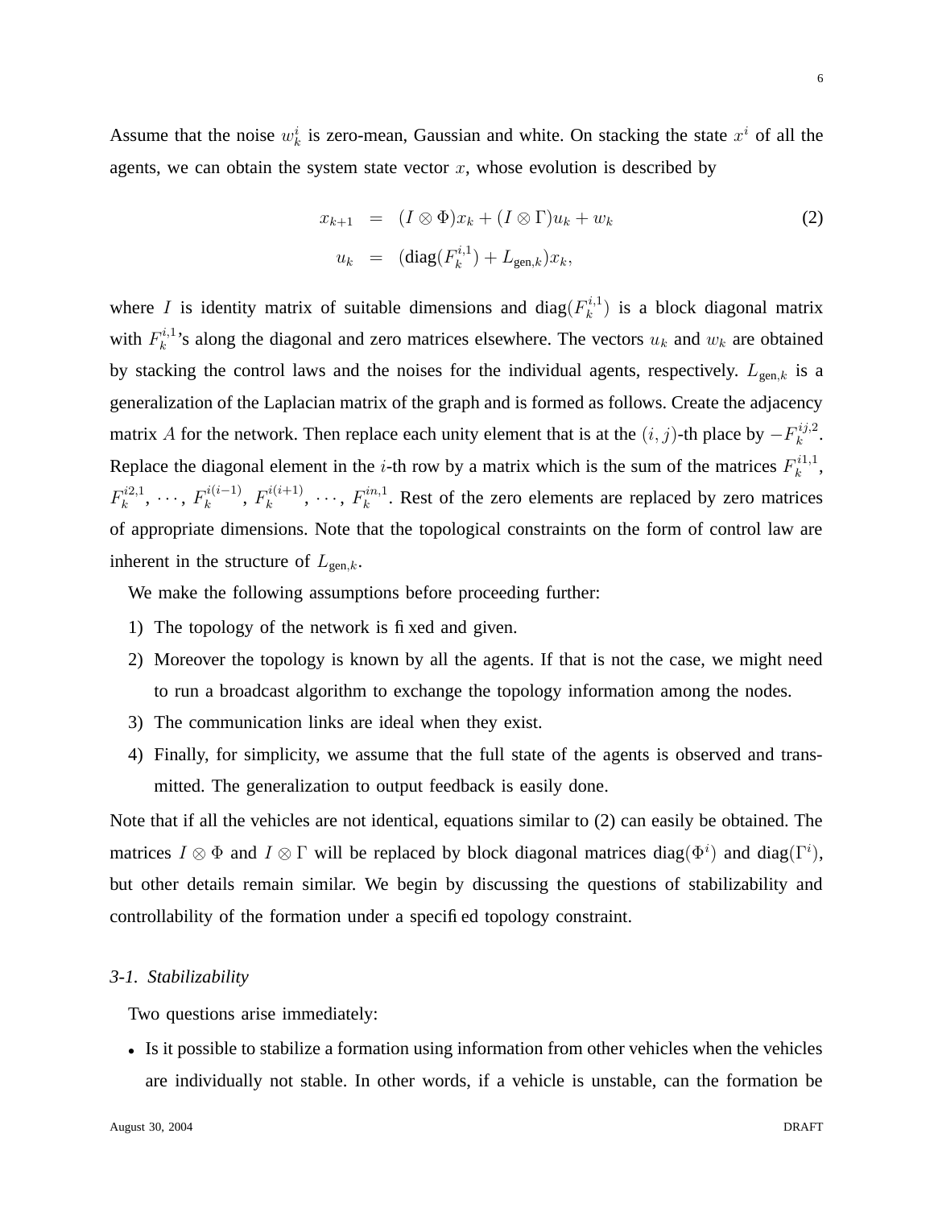Assume that the noise $w_k^i$ is zero-mean, Gaussian and white. On stacking the state $x^i$ of all the agents, we can obtain the system state vector $x$, whose evolution is described by

$$
\begin{aligned}
x_{k+1} &= (I \otimes \Phi)x_k + (I \otimes \Gamma)u_k + w_k \\
u_k &= (\text{diag}(F_k^{i,1}) + L_{\text{gen},k})x_k,
\end{aligned}
\tag{2}
$$

where $I$ is identity matrix of suitable dimensions and $\text{diag}(F_k^{i,1})$ is a block diagonal matrix with $F_k^{i,1}$'s along the diagonal and zero matrices elsewhere. The vectors $u_k$ and $w_k$ are obtained by stacking the control laws and the noises for the individual agents, respectively. $L_{\text{gen},k}$ is a generalization of the Laplacian matrix of the graph and is formed as follows. Create the adjacency matrix $A$ for the network. Then replace each unity element that is at the $(i,j)$-th place by $-F_k^{ij,2}$. Replace the diagonal element in the $i$-th row by a matrix which is the sum of the matrices $F_k^{i1,1}$, $F_k^{i2,1}$, $\cdots$, $F_k^{i(i-1)}$, $F_k^{i(i+1)}$, $\cdots$, $F_k^{in,1}$. Rest of the zero elements are replaced by zero matrices of appropriate dimensions. Note that the topological constraints on the form of control law are inherent in the structure of $L_{\text{gen},k}$.

We make the following assumptions before proceeding further:

1) The topology of the network is fixed and given.
2) Moreover the topology is known by all the agents. If that is not the case, we might need to run a broadcast algorithm to exchange the topology information among the nodes.
3) The communication links are ideal when they exist.
4) Finally, for simplicity, we assume that the full state of the agents is observed and transmitted. The generalization to output feedback is easily done.

Note that if all the vehicles are not identical, equations similar to (2) can easily be obtained. The matrices $I \otimes \Phi$ and $I \otimes \Gamma$ will be replaced by block diagonal matrices $\text{diag}(\Phi^i)$ and $\text{diag}(\Gamma^i)$, but other details remain similar. We begin by discussing the questions of stabilizability and controllability of the formation under a specified topology constraint.

### *3-1. Stabilizability*

Two questions arise immediately:

- Is it possible to stabilize a formation using information from other vehicles when the vehicles are individually not stable. In other words, if a vehicle is unstable, can the formation be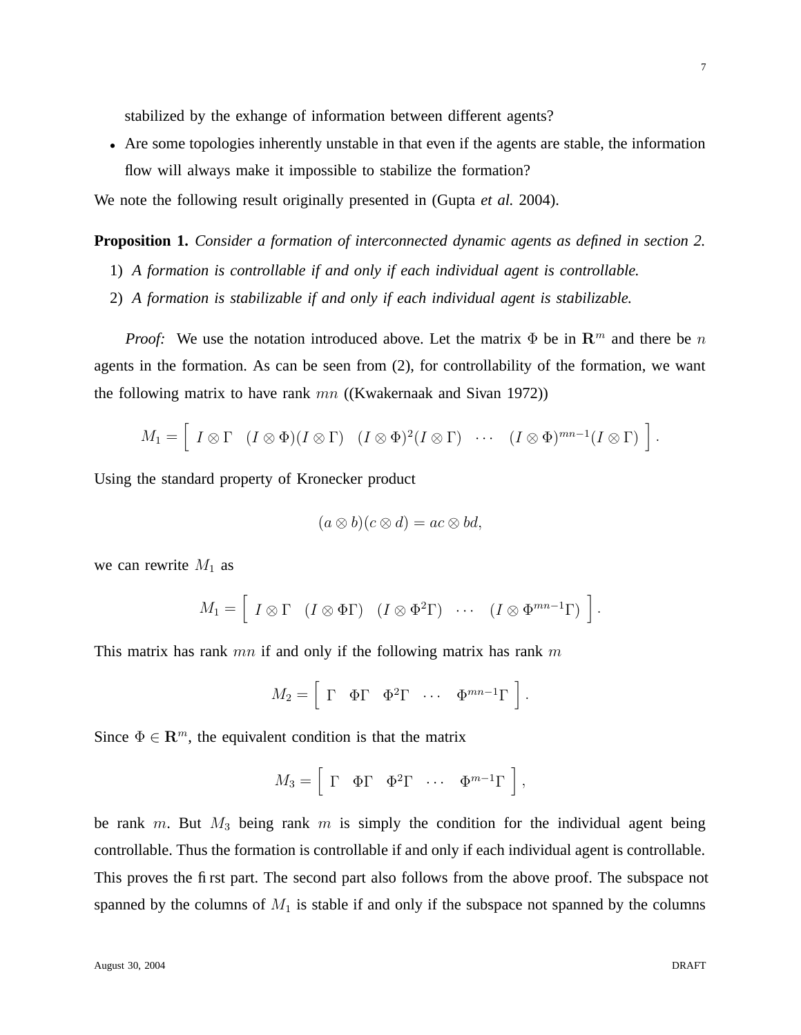stabilized by the exhange of information between different agents?

- Are some topologies inherently unstable in that even if the agents are stable, the information flow will always make it impossible to stabilize the formation?

We note the following result originally presented in (Gupta *et al.* 2004).

**Proposition 1.** *Consider a formation of interconnected dynamic agents as defined in section 2.*

1) *A formation is controllable if and only if each individual agent is controllable.*
2) *A formation is stabilizable if and only if each individual agent is stabilizable.*

*Proof:* We use the notation introduced above. Let the matrix $\Phi$ be in $\mathbf{R}^m$ and there be $n$ agents in the formation. As can be seen from (2), for controllability of the formation, we want the following matrix to have rank $mn$ ((Kwakernaak and Sivan 1972))

$$M_1 = \left[ \begin{array}{ccccc} I \otimes \Gamma & (I \otimes \Phi)(I \otimes \Gamma) & (I \otimes \Phi)^2 (I \otimes \Gamma) & \cdots & (I \otimes \Phi)^{mn-1}(I \otimes \Gamma) \end{array} \right].$$

Using the standard property of Kronecker product

$$(a \otimes b)(c \otimes d) = ac \otimes bd,$$

we can rewrite $M_1$ as

$$M_1 = \left[ \begin{array}{ccccc} I \otimes \Gamma & (I \otimes \Phi\Gamma) & (I \otimes \Phi^2\Gamma) & \cdots & (I \otimes \Phi^{mn-1}\Gamma) \end{array} \right].$$

This matrix has rank $mn$ if and only if the following matrix has rank $m$

$$M_2 = \left[ \begin{array}{ccccc} \Gamma & \Phi\Gamma & \Phi^2\Gamma & \cdots & \Phi^{mn-1}\Gamma \end{array} \right].$$

Since $\Phi \in \mathbf{R}^m$, the equivalent condition is that the matrix

$$M_3 = \left[ \begin{array}{ccccc} \Gamma & \Phi\Gamma & \Phi^2\Gamma & \cdots & \Phi^{m-1}\Gamma \end{array} \right],$$

be rank $m$. But $M_3$ being rank $m$ is simply the condition for the individual agent being controllable. Thus the formation is controllable if and only if each individual agent is controllable. This proves the first part. The second part also follows from the above proof. The subspace not spanned by the columns of $M_1$ is stable if and only if the subspace not spanned by the columns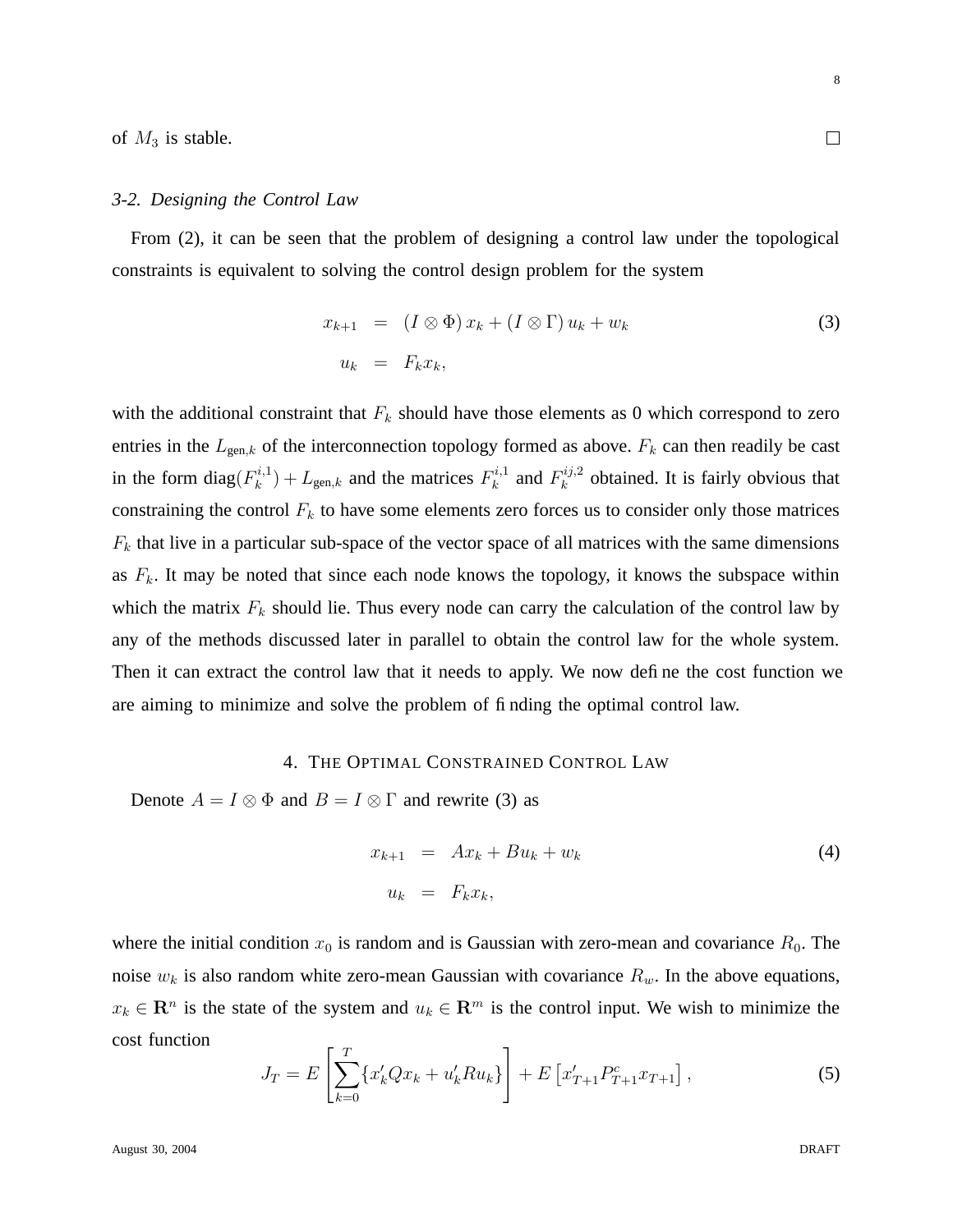of $M_3$ is stable. □

### 3-2. *Designing the Control Law*

From (2), it can be seen that the problem of designing a control law under the topological constraints is equivalent to solving the control design problem for the system

$$
\begin{aligned}
x_{k+1} &= (I \otimes \Phi)\, x_k + (I \otimes \Gamma)\, u_k + w_k \\
u_k &= F_k x_k,
\end{aligned} \tag{3}
$$

with the additional constraint that $F_k$ should have those elements as 0 which correspond to zero entries in the $L_{\text{gen},k}$ of the interconnection topology formed as above. $F_k$ can then readily be cast in the form $\text{diag}(F_k^{i,1}) + L_{\text{gen},k}$ and the matrices $F_k^{i,1}$ and $F_k^{ij,2}$ obtained. It is fairly obvious that constraining the control $F_k$ to have some elements zero forces us to consider only those matrices $F_k$ that live in a particular sub-space of the vector space of all matrices with the same dimensions as $F_k$. It may be noted that since each node knows the topology, it knows the subspace within which the matrix $F_k$ should lie. Thus every node can carry the calculation of the control law by any of the methods discussed later in parallel to obtain the control law for the whole system. Then it can extract the control law that it needs to apply. We now define the cost function we are aiming to minimize and solve the problem of finding the optimal control law.

## 4. The Optimal Constrained Control Law

Denote $A = I \otimes \Phi$ and $B = I \otimes \Gamma$ and rewrite (3) as

$$
\begin{aligned}
x_{k+1} &= Ax_k + Bu_k + w_k \\
u_k &= F_k x_k,
\end{aligned} \tag{4}
$$

where the initial condition $x_0$ is random and is Gaussian with zero-mean and covariance $R_0$. The noise $w_k$ is also random white zero-mean Gaussian with covariance $R_w$. In the above equations, $x_k \in \mathbf{R}^n$ is the state of the system and $u_k \in \mathbf{R}^m$ is the control input. We wish to minimize the cost function

$$
J_T = E\left[\sum_{k=0}^{T} \{x_k' Q x_k + u_k' R u_k\}\right] + E\left[x_{T+1}' P_{T+1}^c x_{T+1}\right], \tag{5}
$$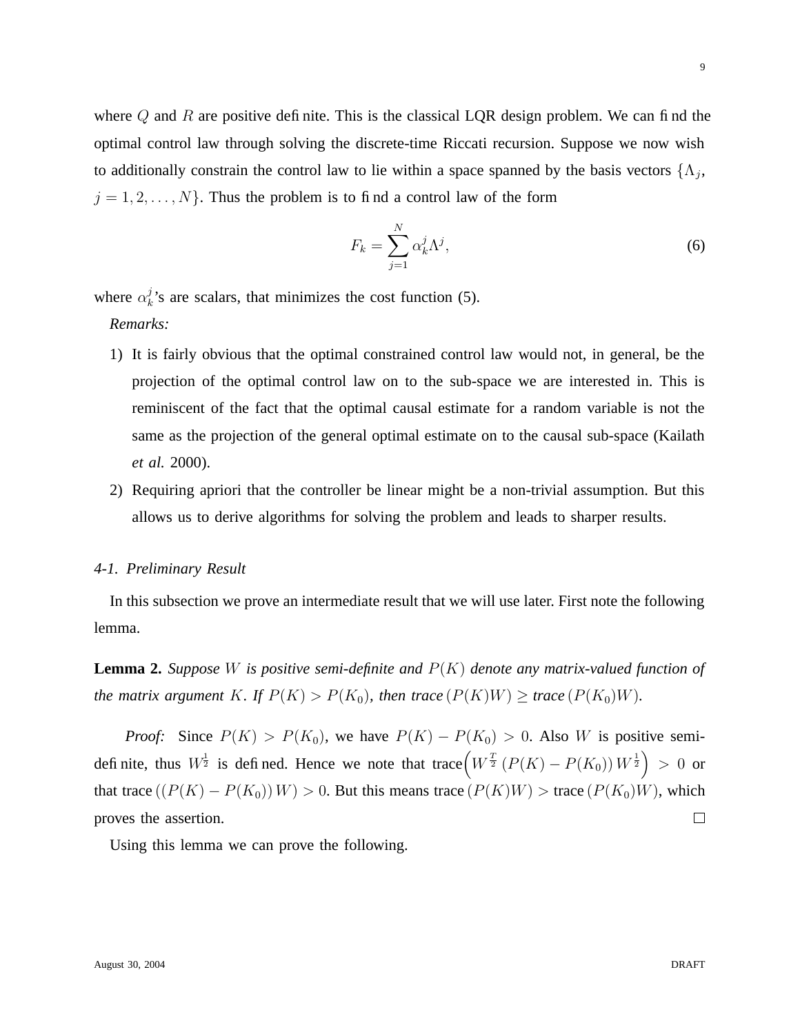where $Q$ and $R$ are positive definite. This is the classical LQR design problem. We can find the optimal control law through solving the discrete-time Riccati recursion. Suppose we now wish to additionally constrain the control law to lie within a space spanned by the basis vectors $\{\Lambda_j, j = 1, 2, \ldots, N\}$. Thus the problem is to find a control law of the form

$$F_k = \sum_{j=1}^{N} \alpha_k^j \Lambda^j, \tag{6}$$

where $\alpha_k^j$'s are scalars, that minimizes the cost function (5).

*Remarks:*

1) It is fairly obvious that the optimal constrained control law would not, in general, be the projection of the optimal control law on to the sub-space we are interested in. This is reminiscent of the fact that the optimal causal estimate for a random variable is not the same as the projection of the general optimal estimate on to the causal sub-space (Kailath *et al.* 2000).
2) Requiring apriori that the controller be linear might be a non-trivial assumption. But this allows us to derive algorithms for solving the problem and leads to sharper results.

### 4-1. Preliminary Result

In this subsection we prove an intermediate result that we will use later. First note the following lemma.

**Lemma 2.** *Suppose $W$ is positive semi-definite and $P(K)$ denote any matrix-valued function of the matrix argument $K$. If $P(K) > P(K_0)$, then trace $(P(K)W) \geq$ trace $(P(K_0)W)$.*

*Proof:* Since $P(K) > P(K_0)$, we have $P(K) - P(K_0) > 0$. Also $W$ is positive semi-definite, thus $W^{\frac{1}{2}}$ is defined. Hence we note that $\text{trace}\left(W^{\frac{T}{2}} \left(P(K) - P(K_0)\right) W^{\frac{1}{2}}\right) > 0$ or that $\text{trace}\left(\left(P(K) - P(K_0)\right) W\right) > 0$. But this means $\text{trace}\left(P(K)W\right) > \text{trace}\left(P(K_0)W\right)$, which proves the assertion. □

Using this lemma we can prove the following.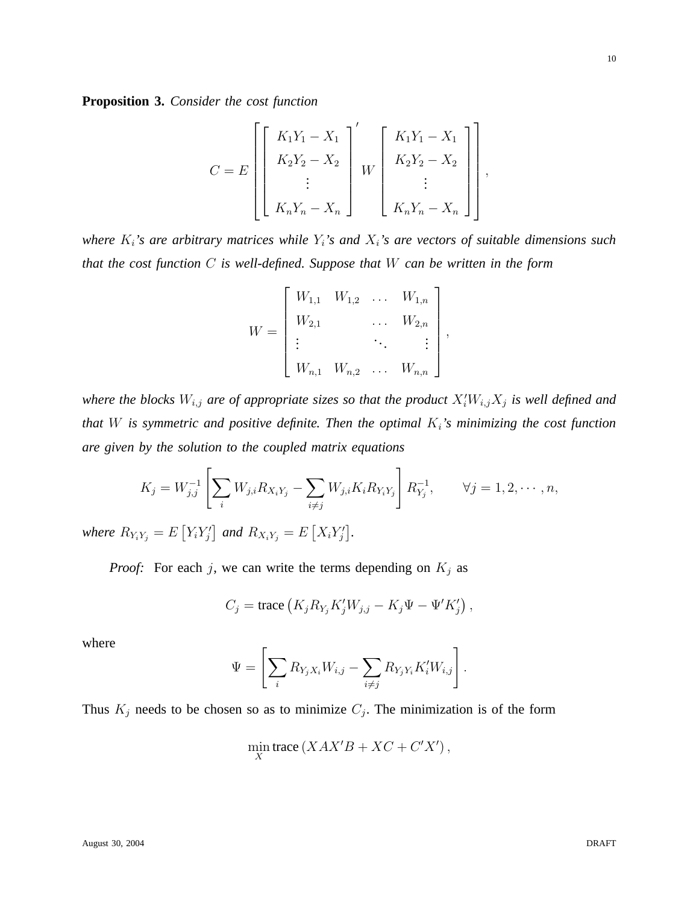**Proposition 3.** *Consider the cost function*

$$C = E\left[\begin{bmatrix} K_1Y_1 - X_1 \\ K_2Y_2 - X_2 \\ \vdots \\ K_nY_n - X_n \end{bmatrix}' W \begin{bmatrix} K_1Y_1 - X_1 \\ K_2Y_2 - X_2 \\ \vdots \\ K_nY_n - X_n \end{bmatrix}\right],$$

*where $K_i$'s are arbitrary matrices while $Y_i$'s and $X_i$'s are vectors of suitable dimensions such that the cost function $C$ is well-defined. Suppose that $W$ can be written in the form*

$$W = \begin{bmatrix} W_{1,1} & W_{1,2} & \dots & W_{1,n} \\ W_{2,1} & & \dots & W_{2,n} \\ \vdots & & \ddots & \vdots \\ W_{n,1} & W_{n,2} & \dots & W_{n,n} \end{bmatrix},$$

*where the blocks $W_{i,j}$ are of appropriate sizes so that the product $X_i'W_{i,j}X_j$ is well defined and that $W$ is symmetric and positive definite. Then the optimal $K_i$'s minimizing the cost function are given by the solution to the coupled matrix equations*

$$K_j = W_{j,j}^{-1}\left[\sum_i W_{j,i}R_{X_iY_j} - \sum_{i \neq j} W_{j,i}K_iR_{Y_iY_j}\right]R_{Y_j}^{-1}, \qquad \forall j = 1, 2, \cdots, n,$$

*where $R_{Y_iY_j} = E\left[Y_iY_j'\right]$ and $R_{X_iY_j} = E\left[X_iY_j'\right]$.*

*Proof:* For each $j$, we can write the terms depending on $K_j$ as

$$C_j = \text{trace}\left(K_jR_{Y_j}K_j'W_{j,j} - K_j\Psi - \Psi'K_j'\right),$$

where

$$\Psi = \left[\sum_i R_{Y_jX_i}W_{i,j} - \sum_{i \neq j} R_{Y_jY_i}K_i'W_{i,j}\right].$$

Thus $K_j$ needs to be chosen so as to minimize $C_j$. The minimization is of the form

$$\min_X \text{trace}\left(XAX'B + XC + C'X'\right),$$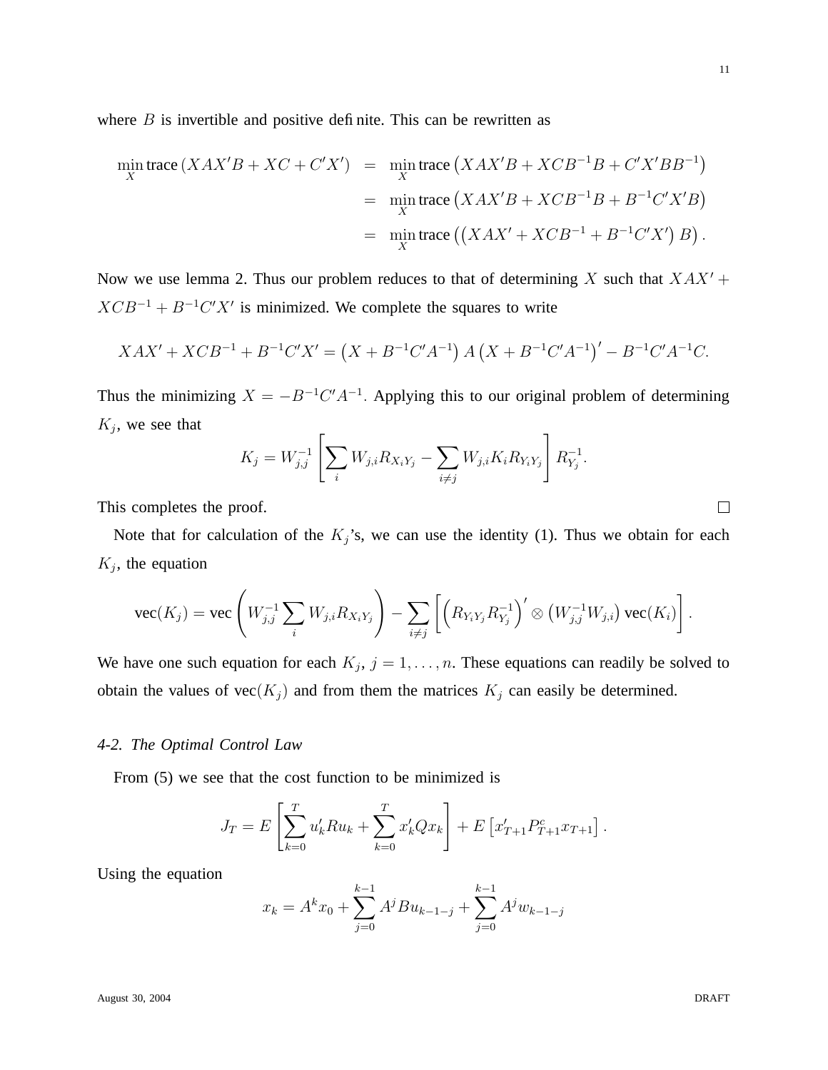where $B$ is invertible and positive definite. This can be rewritten as

$$
\begin{aligned}
\min_X \text{trace}\left(XAX'B + XC + C'X'\right) &= \min_X \text{trace}\left(XAX'B + XCB^{-1}B + C'X'BB^{-1}\right) \\
&= \min_X \text{trace}\left(XAX'B + XCB^{-1}B + B^{-1}C'X'B\right) \\
&= \min_X \text{trace}\left(\left(XAX' + XCB^{-1} + B^{-1}C'X'\right)B\right).
\end{aligned}
$$

Now we use lemma 2. Thus our problem reduces to that of determining $X$ such that $XAX' + XCB^{-1} + B^{-1}C'X'$ is minimized. We complete the squares to write

$$
XAX' + XCB^{-1} + B^{-1}C'X' = \left(X + B^{-1}C'A^{-1}\right)A\left(X + B^{-1}C'A^{-1}\right)' - B^{-1}C'A^{-1}C.
$$

Thus the minimizing $X = -B^{-1}C'A^{-1}$. Applying this to our original problem of determining $K_j$, we see that

$$
K_j = W_{j,j}^{-1}\left[\sum_i W_{j,i}R_{X_iY_j} - \sum_{i\neq j} W_{j,i}K_iR_{Y_iY_j}\right]R_{Y_j}^{-1}.
$$

This completes the proof. □

Note that for calculation of the $K_j$'s, we can use the identity (1). Thus we obtain for each $K_j$, the equation

$$
\text{vec}(K_j) = \text{vec}\left(W_{j,j}^{-1}\sum_i W_{j,i}R_{X_iY_j}\right) - \sum_{i\neq j}\left[\left(R_{Y_iY_j}R_{Y_j}^{-1}\right)' \otimes \left(W_{j,j}^{-1}W_{j,i}\right)\text{vec}(K_i)\right].
$$

We have one such equation for each $K_j$, $j = 1, \ldots, n$. These equations can readily be solved to obtain the values of $\text{vec}(K_j)$ and from them the matrices $K_j$ can easily be determined.

*4-2. The Optimal Control Law*

From (5) we see that the cost function to be minimized is

$$
J_T = E\left[\sum_{k=0}^{T} u_k'Ru_k + \sum_{k=0}^{T} x_k'Qx_k\right] + E\left[x_{T+1}'P_{T+1}^c x_{T+1}\right].
$$

Using the equation

$$
x_k = A^k x_0 + \sum_{j=0}^{k-1} A^j B u_{k-1-j} + \sum_{j=0}^{k-1} A^j w_{k-1-j}
$$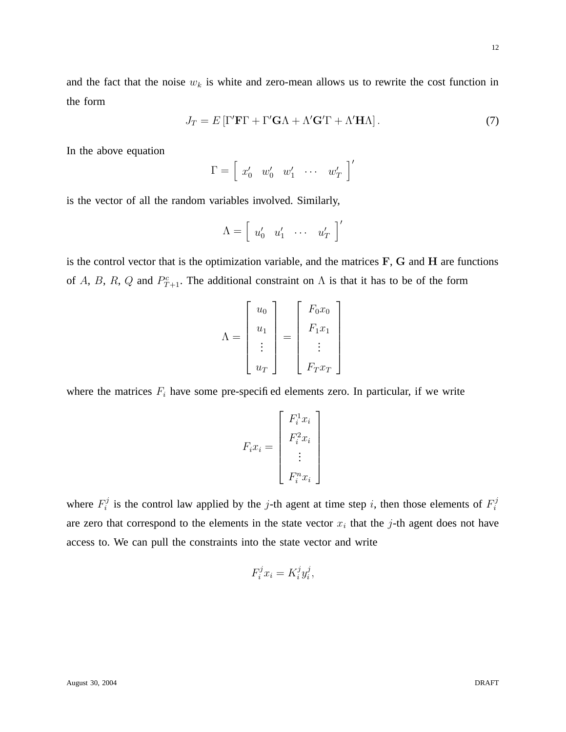and the fact that the noise $w_k$ is white and zero-mean allows us to rewrite the cost function in the form

$$J_T = E\left[\Gamma'\mathbf{F}\Gamma + \Gamma'\mathbf{G}\Lambda + \Lambda'\mathbf{G}'\Gamma + \Lambda'\mathbf{H}\Lambda\right]. \tag{7}$$

In the above equation

$$\Gamma = \begin{bmatrix} x_0' & w_0' & w_1' & \cdots & w_T' \end{bmatrix}'$$

is the vector of all the random variables involved. Similarly,

$$\Lambda = \begin{bmatrix} u_0' & u_1' & \cdots & u_T' \end{bmatrix}'$$

is the control vector that is the optimization variable, and the matrices $\mathbf{F}$, $\mathbf{G}$ and $\mathbf{H}$ are functions of $A$, $B$, $R$, $Q$ and $P_{T+1}^c$. The additional constraint on $\Lambda$ is that it has to be of the form

$$\Lambda = \begin{bmatrix} u_0 \\ u_1 \\ \vdots \\ u_T \end{bmatrix} = \begin{bmatrix} F_0 x_0 \\ F_1 x_1 \\ \vdots \\ F_T x_T \end{bmatrix}$$

where the matrices $F_i$ have some pre-specified elements zero. In particular, if we write

$$F_i x_i = \begin{bmatrix} F_i^1 x_i \\ F_i^2 x_i \\ \vdots \\ F_i^n x_i \end{bmatrix}$$

where $F_i^j$ is the control law applied by the $j$-th agent at time step $i$, then those elements of $F_i^j$ are zero that correspond to the elements in the state vector $x_i$ that the $j$-th agent does not have access to. We can pull the constraints into the state vector and write

$$F_i^j x_i = K_i^j y_i^j,$$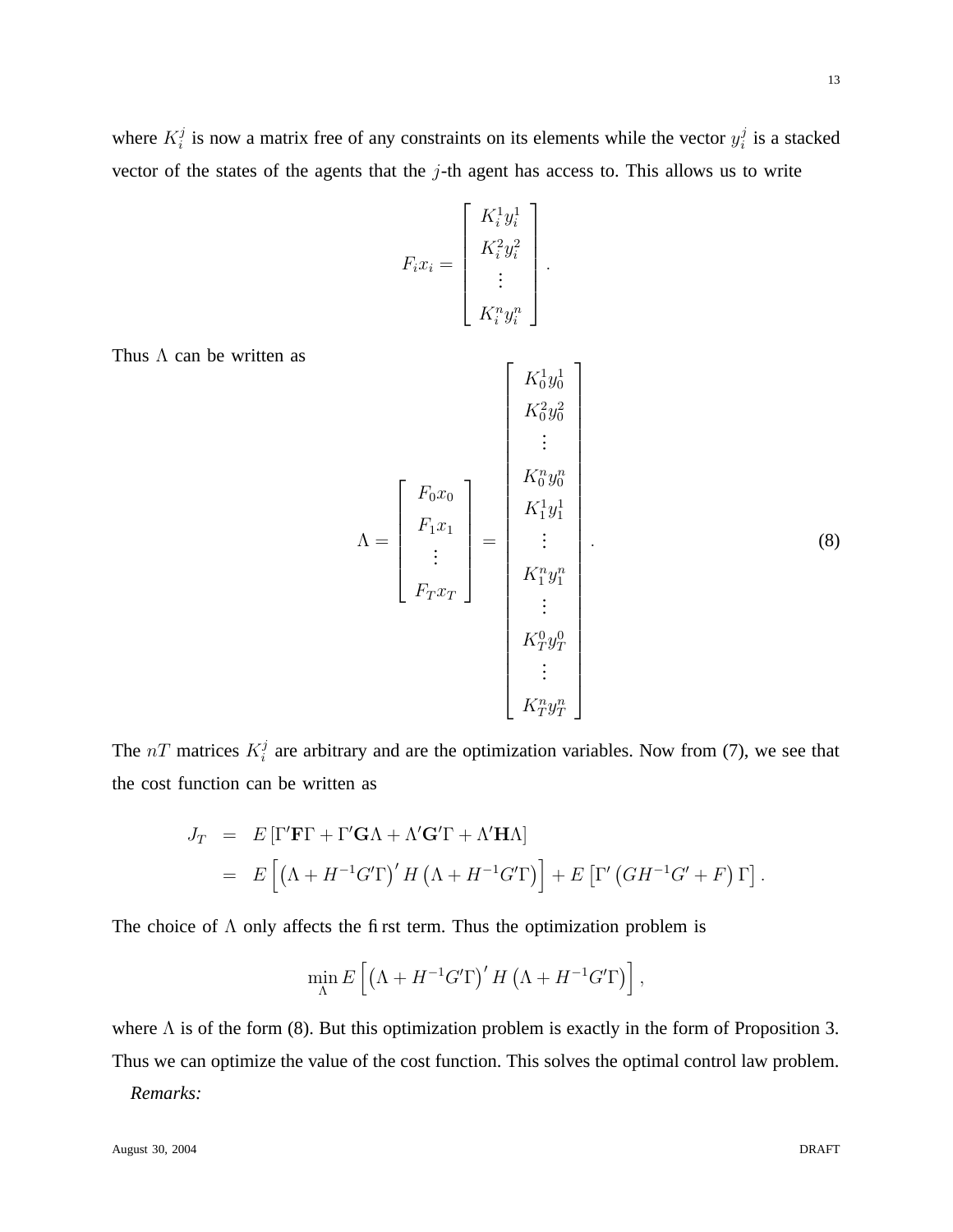where $K_i^j$ is now a matrix free of any constraints on its elements while the vector $y_i^j$ is a stacked vector of the states of the agents that the $j$-th agent has access to. This allows us to write

$$F_i x_i = \begin{bmatrix} K_i^1 y_i^1 \\ K_i^2 y_i^2 \\ \vdots \\ K_i^n y_i^n \end{bmatrix}.$$

Thus $\Lambda$ can be written as

$$\Lambda = \begin{bmatrix} F_0 x_0 \\ F_1 x_1 \\ \vdots \\ F_T x_T \end{bmatrix} = \begin{bmatrix} K_0^1 y_0^1 \\ K_0^2 y_0^2 \\ \vdots \\ K_0^n y_0^n \\ K_1^1 y_1^1 \\ \vdots \\ K_1^n y_1^n \\ \vdots \\ K_T^0 y_T^0 \\ \vdots \\ K_T^n y_T^n \end{bmatrix}. \tag{8}$$

The $nT$ matrices $K_i^j$ are arbitrary and are the optimization variables. Now from (7), we see that the cost function can be written as

$$\begin{aligned} J_T &= E\left[\Gamma'\mathbf{F}\Gamma + \Gamma'\mathbf{G}\Lambda + \Lambda'\mathbf{G}'\Gamma + \Lambda'\mathbf{H}\Lambda\right] \\ &= E\left[\left(\Lambda + H^{-1}G'\Gamma\right)' H \left(\Lambda + H^{-1}G'\Gamma\right)\right] + E\left[\Gamma'\left(GH^{-1}G' + F\right)\Gamma\right]. \end{aligned}$$

The choice of $\Lambda$ only affects the first term. Thus the optimization problem is

$$\min_{\Lambda} E\left[\left(\Lambda + H^{-1}G'\Gamma\right)' H \left(\Lambda + H^{-1}G'\Gamma\right)\right],$$

where $\Lambda$ is of the form (8). But this optimization problem is exactly in the form of Proposition 3. Thus we can optimize the value of the cost function. This solves the optimal control law problem.

*Remarks:*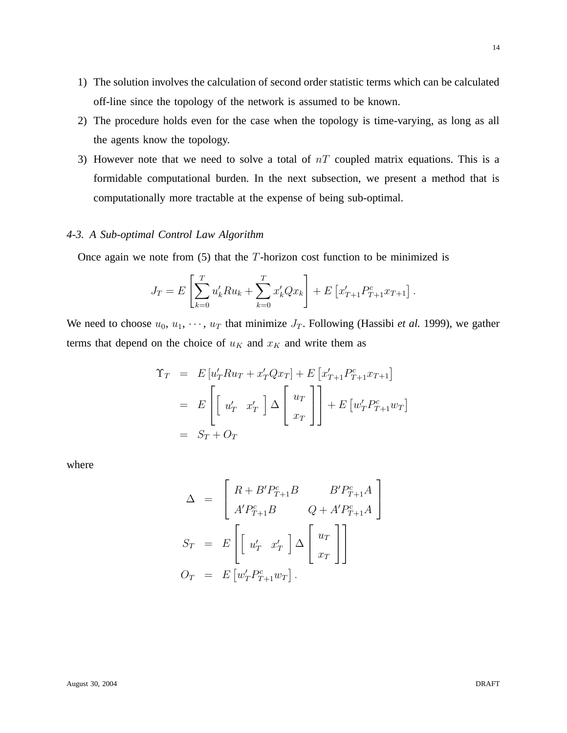1) The solution involves the calculation of second order statistic terms which can be calculated off-line since the topology of the network is assumed to be known.
2) The procedure holds even for the case when the topology is time-varying, as long as all the agents know the topology.
3) However note that we need to solve a total of $nT$ coupled matrix equations. This is a formidable computational burden. In the next subsection, we present a method that is computationally more tractable at the expense of being sub-optimal.

### *4-3. A Sub-optimal Control Law Algorithm*

Once again we note from (5) that the $T$-horizon cost function to be minimized is

$$J_T = E\left[\sum_{k=0}^{T} u_k' R u_k + \sum_{k=0}^{T} x_k' Q x_k\right] + E\left[x_{T+1}' P_{T+1}^c x_{T+1}\right].$$

We need to choose $u_0$, $u_1$, $\cdots$, $u_T$ that minimize $J_T$. Following (Hassibi *et al.* 1999), we gather terms that depend on the choice of $u_K$ and $x_K$ and write them as

$$\begin{aligned}
\Upsilon_T &= E\left[u_T' R u_T + x_T' Q x_T\right] + E\left[x_{T+1}' P_{T+1}^c x_{T+1}\right] \\
&= E\left[\begin{bmatrix} u_T' & x_T' \end{bmatrix} \Delta \begin{bmatrix} u_T \\ x_T \end{bmatrix}\right] + E\left[w_T' P_{T+1}^c w_T\right] \\
&= S_T + O_T
\end{aligned}$$

where

$$\begin{aligned}
\Delta &= \begin{bmatrix} R + B' P_{T+1}^c B & B' P_{T+1}^c A \\ A' P_{T+1}^c B & Q + A' P_{T+1}^c A \end{bmatrix} \\
S_T &= E\left[\begin{bmatrix} u_T' & x_T' \end{bmatrix} \Delta \begin{bmatrix} u_T \\ x_T \end{bmatrix}\right] \\
O_T &= E\left[w_T' P_{T+1}^c w_T\right].
\end{aligned}$$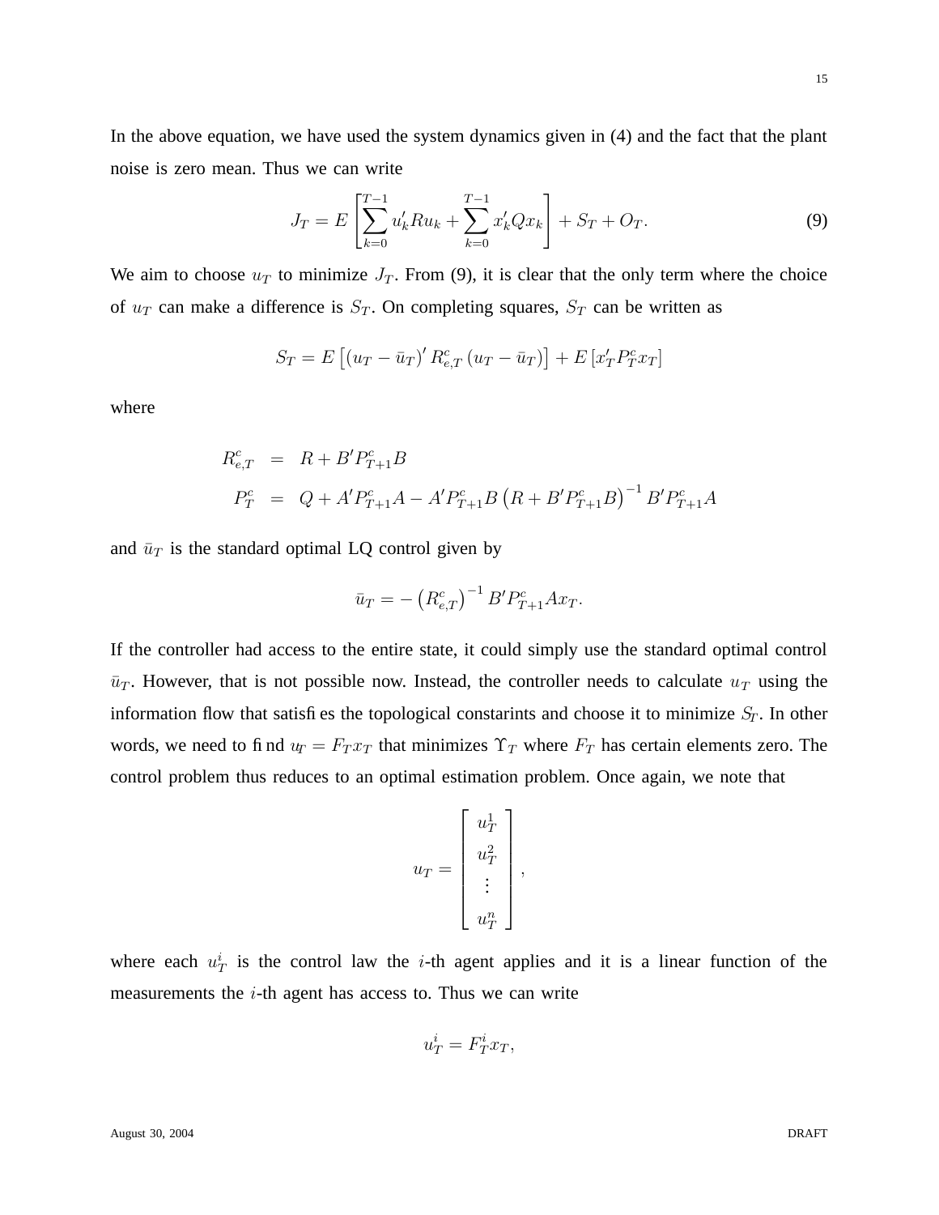In the above equation, we have used the system dynamics given in (4) and the fact that the plant noise is zero mean. Thus we can write

$$J_T = E\left[\sum_{k=0}^{T-1} u_k' R u_k + \sum_{k=0}^{T-1} x_k' Q x_k\right] + S_T + O_T. \tag{9}$$

We aim to choose $u_T$ to minimize $J_T$. From (9), it is clear that the only term where the choice of $u_T$ can make a difference is $S_T$. On completing squares, $S_T$ can be written as

$$S_T = E\left[\left(u_T - \bar{u}_T\right)' R_{e,T}^c \left(u_T - \bar{u}_T\right)\right] + E\left[x_T' P_T^c x_T\right]$$

where

$$\begin{aligned} R_{e,T}^c &= R + B' P_{T+1}^c B \\ P_T^c &= Q + A' P_{T+1}^c A - A' P_{T+1}^c B \left(R + B' P_{T+1}^c B\right)^{-1} B' P_{T+1}^c A \end{aligned}$$

and $\bar{u}_T$ is the standard optimal LQ control given by

$$\bar{u}_T = -\left(R_{e,T}^c\right)^{-1} B' P_{T+1}^c A x_T.$$

If the controller had access to the entire state, it could simply use the standard optimal control $\bar{u}_T$. However, that is not possible now. Instead, the controller needs to calculate $u_T$ using the information flow that satisfies the topological constarints and choose it to minimize $S_T$. In other words, we need to find $u_T = F_T x_T$ that minimizes $\Upsilon_T$ where $F_T$ has certain elements zero. The control problem thus reduces to an optimal estimation problem. Once again, we note that

$$u_T = \begin{bmatrix} u_T^1 \\ u_T^2 \\ \vdots \\ u_T^n \end{bmatrix},$$

where each $u_T^i$ is the control law the $i$-th agent applies and it is a linear function of the measurements the $i$-th agent has access to. Thus we can write

$$u_T^i = F_T^i x_T,$$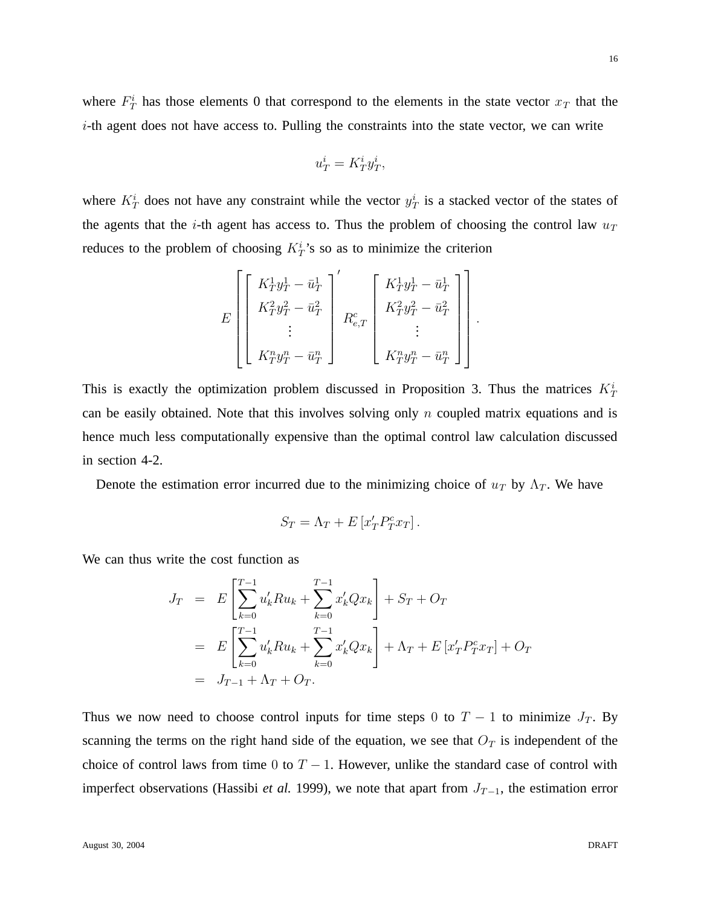where $F_T^i$ has those elements 0 that correspond to the elements in the state vector $x_T$ that the $i$-th agent does not have access to. Pulling the constraints into the state vector, we can write

$$u_T^i = K_T^i y_T^i,$$

where $K_T^i$ does not have any constraint while the vector $y_T^i$ is a stacked vector of the states of the agents that the $i$-th agent has access to. Thus the problem of choosing the control law $u_T$ reduces to the problem of choosing $K_T^i$'s so as to minimize the criterion

$$E\left[\begin{bmatrix} K_T^1 y_T^1 - \bar{u}_T^1 \\ K_T^2 y_T^2 - \bar{u}_T^2 \\ \vdots \\ K_T^n y_T^n - \bar{u}_T^n \end{bmatrix}' R_{e,T}^c \begin{bmatrix} K_T^1 y_T^1 - \bar{u}_T^1 \\ K_T^2 y_T^2 - \bar{u}_T^2 \\ \vdots \\ K_T^n y_T^n - \bar{u}_T^n \end{bmatrix}\right].$$

This is exactly the optimization problem discussed in Proposition 3. Thus the matrices $K_T^i$ can be easily obtained. Note that this involves solving only $n$ coupled matrix equations and is hence much less computationally expensive than the optimal control law calculation discussed in section 4-2.

Denote the estimation error incurred due to the minimizing choice of $u_T$ by $\Lambda_T$. We have

$$S_T = \Lambda_T + E\left[x_T' P_T^c x_T\right].$$

We can thus write the cost function as

$$\begin{aligned} J_T &= E\left[\sum_{k=0}^{T-1} u_k' R u_k + \sum_{k=0}^{T-1} x_k' Q x_k\right] + S_T + O_T \\ &= E\left[\sum_{k=0}^{T-1} u_k' R u_k + \sum_{k=0}^{T-1} x_k' Q x_k\right] + \Lambda_T + E\left[x_T' P_T^c x_T\right] + O_T \\ &= J_{T-1} + \Lambda_T + O_T. \end{aligned}$$

Thus we now need to choose control inputs for time steps 0 to $T-1$ to minimize $J_T$. By scanning the terms on the right hand side of the equation, we see that $O_T$ is independent of the choice of control laws from time 0 to $T-1$. However, unlike the standard case of control with imperfect observations (Hassibi *et al.* 1999), we note that apart from $J_{T-1}$, the estimation error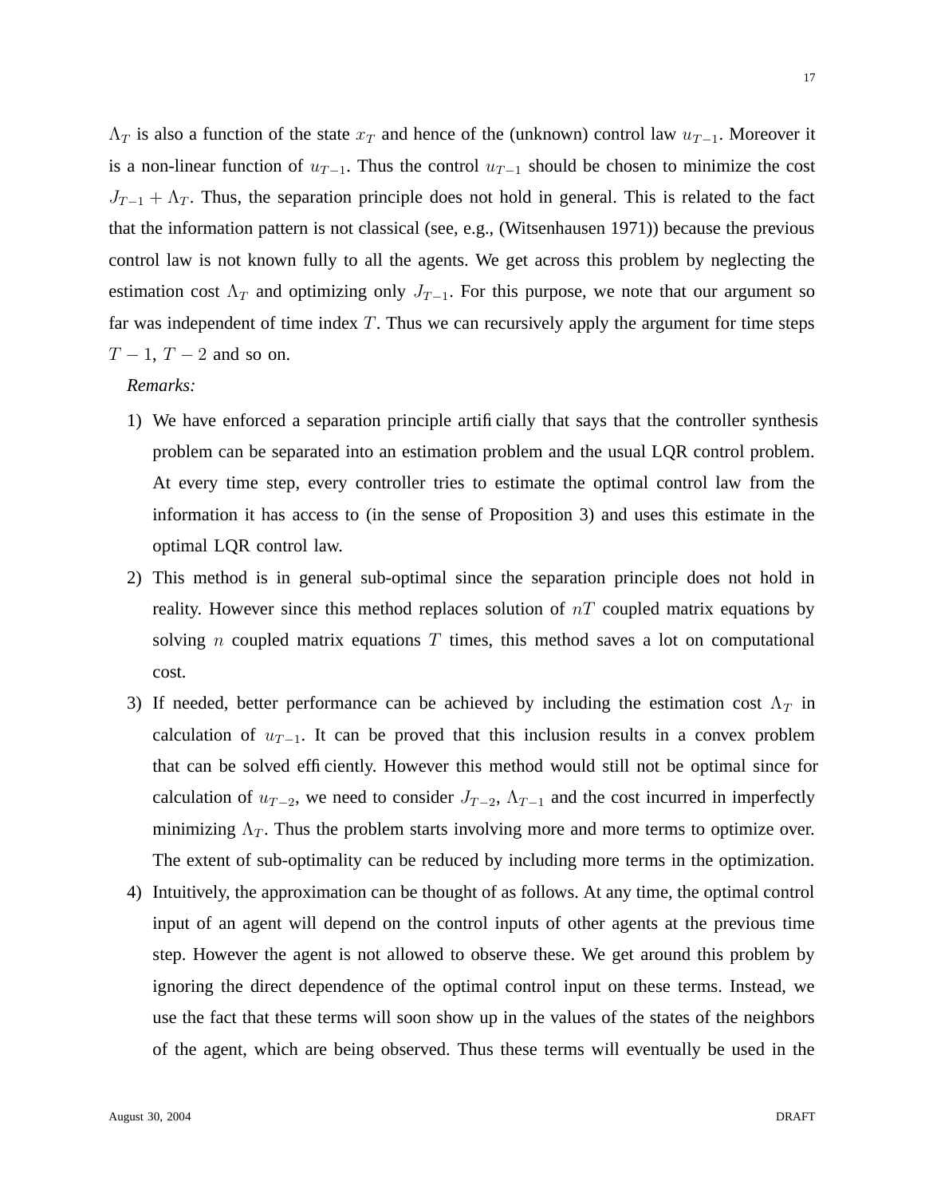$\Lambda_T$ is also a function of the state $x_T$ and hence of the (unknown) control law $u_{T-1}$. Moreover it is a non-linear function of $u_{T-1}$. Thus the control $u_{T-1}$ should be chosen to minimize the cost $J_{T-1} + \Lambda_T$. Thus, the separation principle does not hold in general. This is related to the fact that the information pattern is not classical (see, e.g., (Witsenhausen 1971)) because the previous control law is not known fully to all the agents. We get across this problem by neglecting the estimation cost $\Lambda_T$ and optimizing only $J_{T-1}$. For this purpose, we note that our argument so far was independent of time index $T$. Thus we can recursively apply the argument for time steps $T-1$, $T-2$ and so on.

*Remarks:*

1) We have enforced a separation principle artificially that says that the controller synthesis problem can be separated into an estimation problem and the usual LQR control problem. At every time step, every controller tries to estimate the optimal control law from the information it has access to (in the sense of Proposition 3) and uses this estimate in the optimal LQR control law.
2) This method is in general sub-optimal since the separation principle does not hold in reality. However since this method replaces solution of $nT$ coupled matrix equations by solving $n$ coupled matrix equations $T$ times, this method saves a lot on computational cost.
3) If needed, better performance can be achieved by including the estimation cost $\Lambda_T$ in calculation of $u_{T-1}$. It can be proved that this inclusion results in a convex problem that can be solved efficiently. However this method would still not be optimal since for calculation of $u_{T-2}$, we need to consider $J_{T-2}$, $\Lambda_{T-1}$ and the cost incurred in imperfectly minimizing $\Lambda_T$. Thus the problem starts involving more and more terms to optimize over. The extent of sub-optimality can be reduced by including more terms in the optimization.
4) Intuitively, the approximation can be thought of as follows. At any time, the optimal control input of an agent will depend on the control inputs of other agents at the previous time step. However the agent is not allowed to observe these. We get around this problem by ignoring the direct dependence of the optimal control input on these terms. Instead, we use the fact that these terms will soon show up in the values of the states of the neighbors of the agent, which are being observed. Thus these terms will eventually be used in the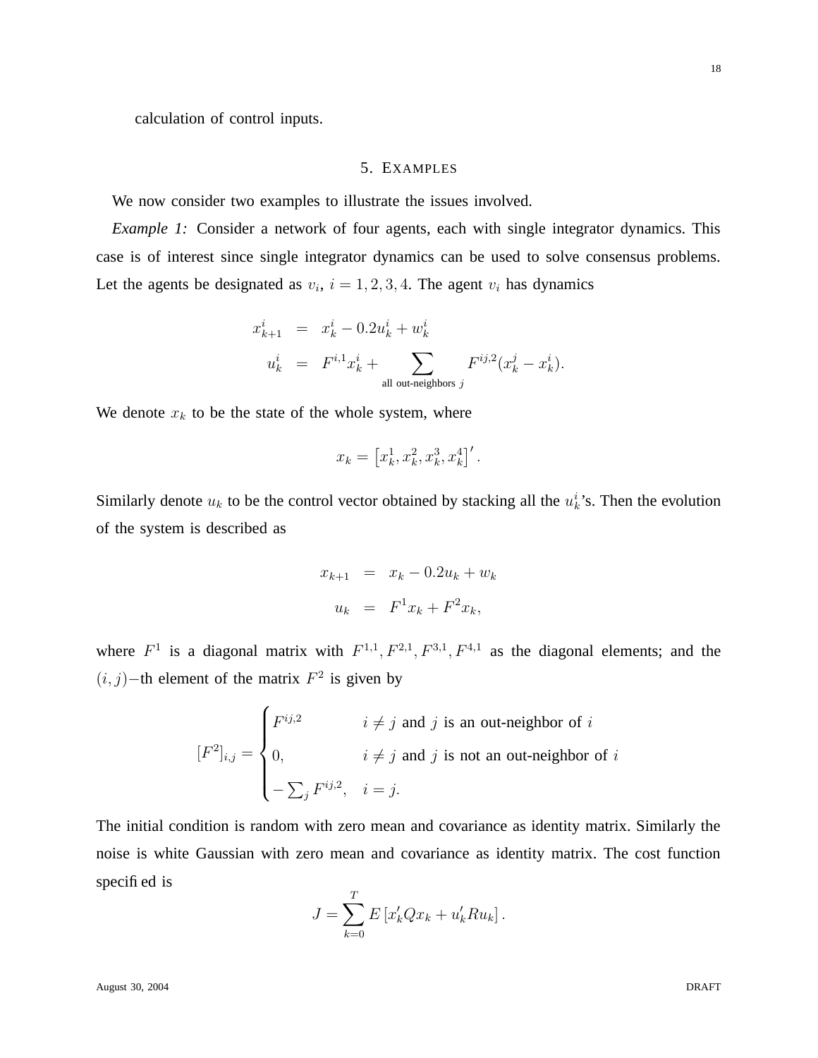calculation of control inputs.

## 5. Examples

We now consider two examples to illustrate the issues involved.

*Example 1:* Consider a network of four agents, each with single integrator dynamics. This case is of interest since single integrator dynamics can be used to solve consensus problems. Let the agents be designated as $v_i$, $i = 1, 2, 3, 4$. The agent $v_i$ has dynamics

$$
\begin{aligned}
x_{k+1}^i &= x_k^i - 0.2u_k^i + w_k^i \\
u_k^i &= F^{i,1} x_k^i + \sum_{\text{all out-neighbors } j} F^{ij,2}(x_k^j - x_k^i).
\end{aligned}
$$

We denote $x_k$ to be the state of the whole system, where

$$
x_k = \left[x_k^1, x_k^2, x_k^3, x_k^4\right]'.
$$

Similarly denote $u_k$ to be the control vector obtained by stacking all the $u_k^i$'s. Then the evolution of the system is described as

$$
\begin{aligned}
x_{k+1} &= x_k - 0.2u_k + w_k \\
u_k &= F^1 x_k + F^2 x_k,
\end{aligned}
$$

where $F^1$ is a diagonal matrix with $F^{1,1}, F^{2,1}, F^{3,1}, F^{4,1}$ as the diagonal elements; and the $(i,j)-$th element of the matrix $F^2$ is given by

$$
[F^2]_{i,j} = \begin{cases} F^{ij,2} & i \neq j \text{ and } j \text{ is an out-neighbor of } i \\ 0, & i \neq j \text{ and } j \text{ is not an out-neighbor of } i \\ -\sum_j F^{ij,2}, & i = j. \end{cases}
$$

The initial condition is random with zero mean and covariance as identity matrix. Similarly the noise is white Gaussian with zero mean and covariance as identity matrix. The cost function specified is

$$
J = \sum_{k=0}^{T} E\left[x_k' Q x_k + u_k' R u_k\right].
$$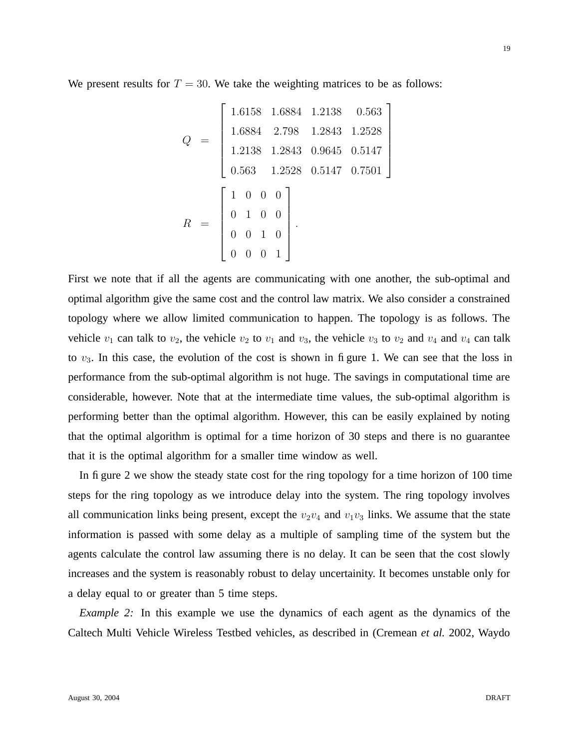We present results for $T = 30$. We take the weighting matrices to be as follows:

$$Q = \begin{bmatrix} 1.6158 & 1.6884 & 1.2138 & 0.563 \\ 1.6884 & 2.798 & 1.2843 & 1.2528 \\ 1.2138 & 1.2843 & 0.9645 & 0.5147 \\ 0.563 & 1.2528 & 0.5147 & 0.7501 \end{bmatrix}$$

$$R = \begin{bmatrix} 1 & 0 & 0 & 0 \\ 0 & 1 & 0 & 0 \\ 0 & 0 & 1 & 0 \\ 0 & 0 & 0 & 1 \end{bmatrix}.$$

First we note that if all the agents are communicating with one another, the sub-optimal and optimal algorithm give the same cost and the control law matrix. We also consider a constrained topology where we allow limited communication to happen. The topology is as follows. The vehicle $v_1$ can talk to $v_2$, the vehicle $v_2$ to $v_1$ and $v_3$, the vehicle $v_3$ to $v_2$ and $v_4$ and $v_4$ can talk to $v_3$. In this case, the evolution of the cost is shown in figure 1. We can see that the loss in performance from the sub-optimal algorithm is not huge. The savings in computational time are considerable, however. Note that at the intermediate time values, the sub-optimal algorithm is performing better than the optimal algorithm. However, this can be easily explained by noting that the optimal algorithm is optimal for a time horizon of 30 steps and there is no guarantee that it is the optimal algorithm for a smaller time window as well.

In figure 2 we show the steady state cost for the ring topology for a time horizon of 100 time steps for the ring topology as we introduce delay into the system. The ring topology involves all communication links being present, except the $v_2v_4$ and $v_1v_3$ links. We assume that the state information is passed with some delay as a multiple of sampling time of the system but the agents calculate the control law assuming there is no delay. It can be seen that the cost slowly increases and the system is reasonably robust to delay uncertainity. It becomes unstable only for a delay equal to or greater than 5 time steps.

*Example 2:* In this example we use the dynamics of each agent as the dynamics of the Caltech Multi Vehicle Wireless Testbed vehicles, as described in (Cremean *et al.* 2002, Waydo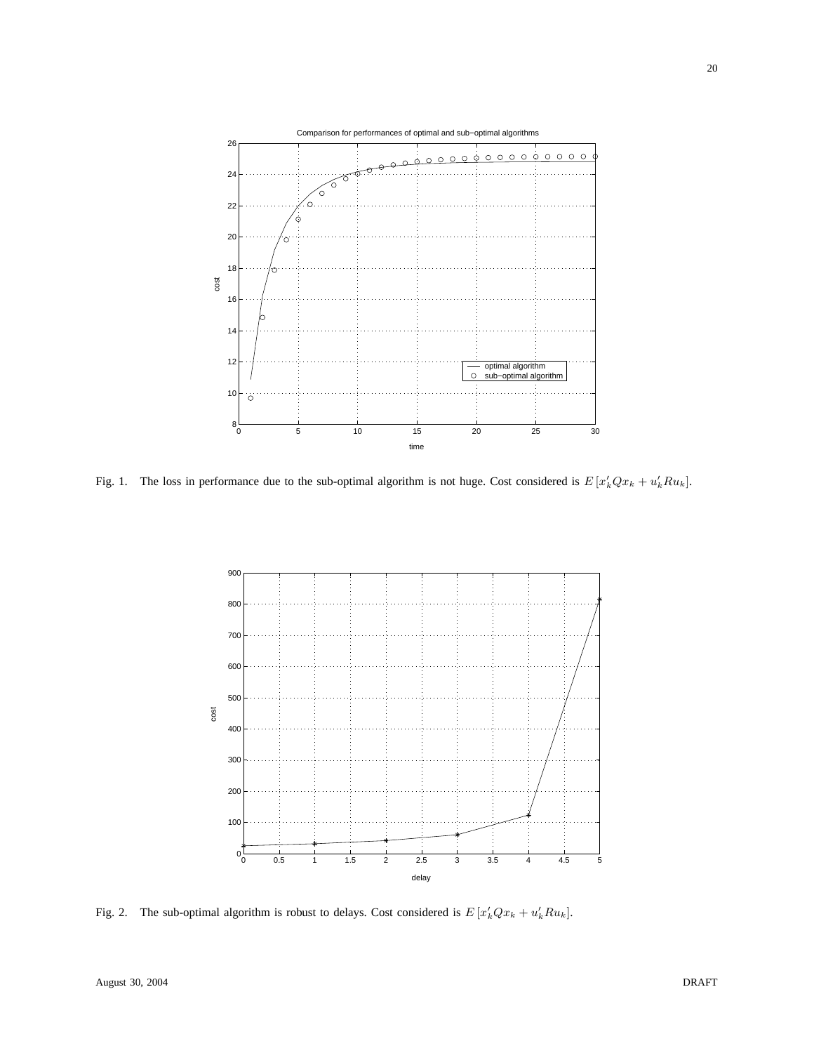Fig. 1. The loss in performance due to the sub-optimal algorithm is not huge. Cost considered is $E\left[x_k' Q x_k + u_k' R u_k\right]$.

Fig. 2. The sub-optimal algorithm is robust to delays. Cost considered is $E\left[x_k' Q x_k + u_k' R u_k\right]$.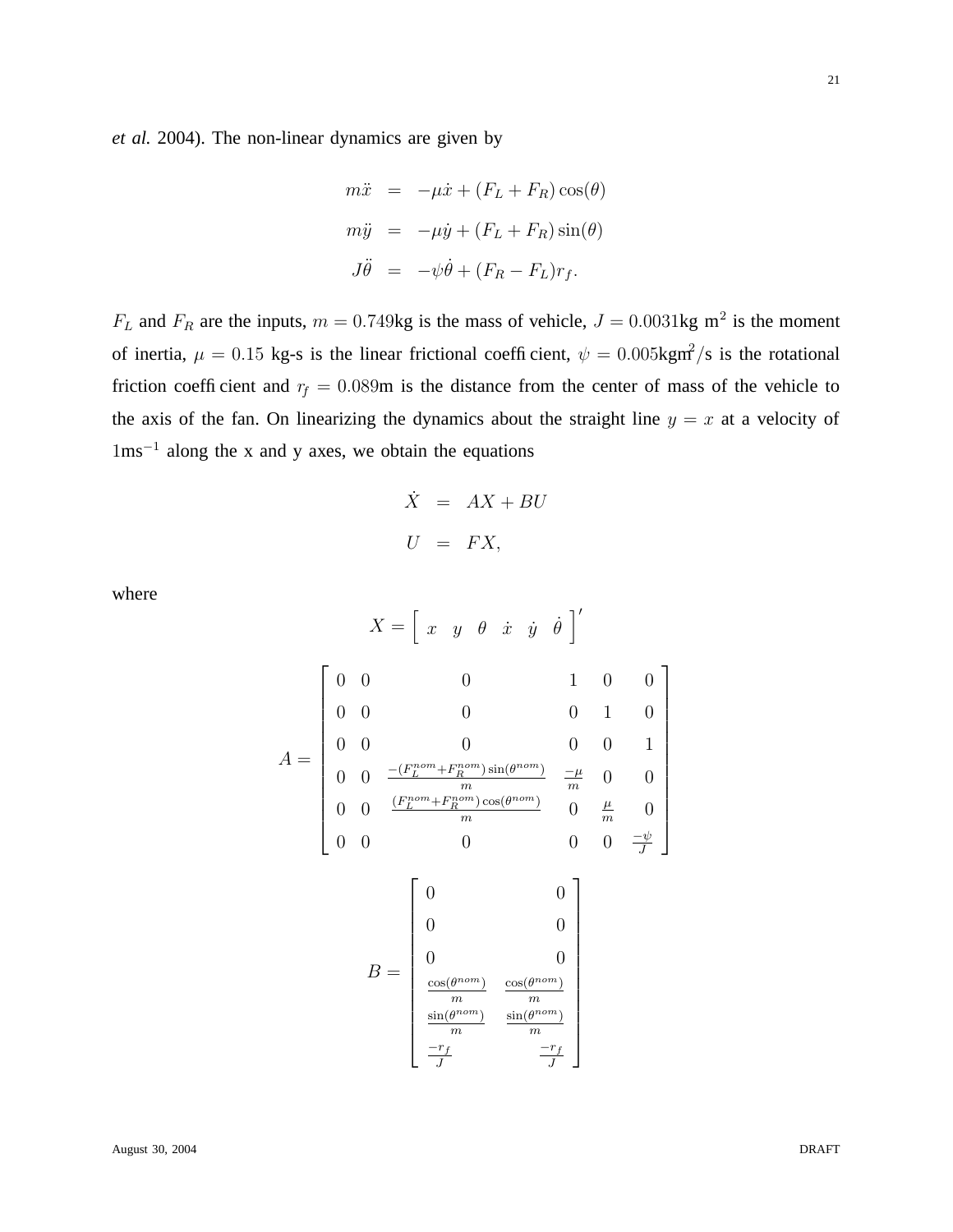*et al.* 2004). The non-linear dynamics are given by

$$
\begin{aligned}
m\ddot{x} &= -\mu\dot{x} + (F_L + F_R)\cos(\theta) \\
m\ddot{y} &= -\mu\dot{y} + (F_L + F_R)\sin(\theta) \\
J\ddot{\theta} &= -\psi\dot{\theta} + (F_R - F_L)r_f.
\end{aligned}
$$

$F_L$ and $F_R$ are the inputs, $m = 0.749$kg is the mass of vehicle, $J = 0.0031$kg m$^2$ is the moment of inertia, $\mu = 0.15$ kg-s is the linear frictional coefficient, $\psi = 0.005$kgm$^2$/s is the rotational friction coefficient and $r_f = 0.089$m is the distance from the center of mass of the vehicle to the axis of the fan. On linearizing the dynamics about the straight line $y = x$ at a velocity of 1ms$^{-1}$ along the x and y axes, we obtain the equations

$$
\begin{aligned}
\dot{X} &= AX + BU \\
U &= FX,
\end{aligned}
$$

where

$$
X = \left[ \begin{array}{cccccc} x & y & \theta & \dot{x} & \dot{y} & \dot{\theta} \end{array} \right]'
$$

$$
A = \begin{bmatrix}
0 & 0 & 0 & 1 & 0 & 0 \\
0 & 0 & 0 & 0 & 1 & 0 \\
0 & 0 & 0 & 0 & 0 & 1 \\
0 & 0 & \frac{-(F_L^{nom}+F_R^{nom})\sin(\theta^{nom})}{m} & \frac{-\mu}{m} & 0 & 0 \\
0 & 0 & \frac{(F_L^{nom}+F_R^{nom})\cos(\theta^{nom})}{m} & 0 & \frac{\mu}{m} & 0 \\
0 & 0 & 0 & 0 & 0 & \frac{-\psi}{J}
\end{bmatrix}
$$

$$
B = \begin{bmatrix}
0 & 0 \\
0 & 0 \\
0 & 0 \\
\frac{\cos(\theta^{nom})}{m} & \frac{\cos(\theta^{nom})}{m} \\
\frac{\sin(\theta^{nom})}{m} & \frac{\sin(\theta^{nom})}{m} \\
\frac{-r_f}{J} & \frac{-r_f}{J}
\end{bmatrix}
$$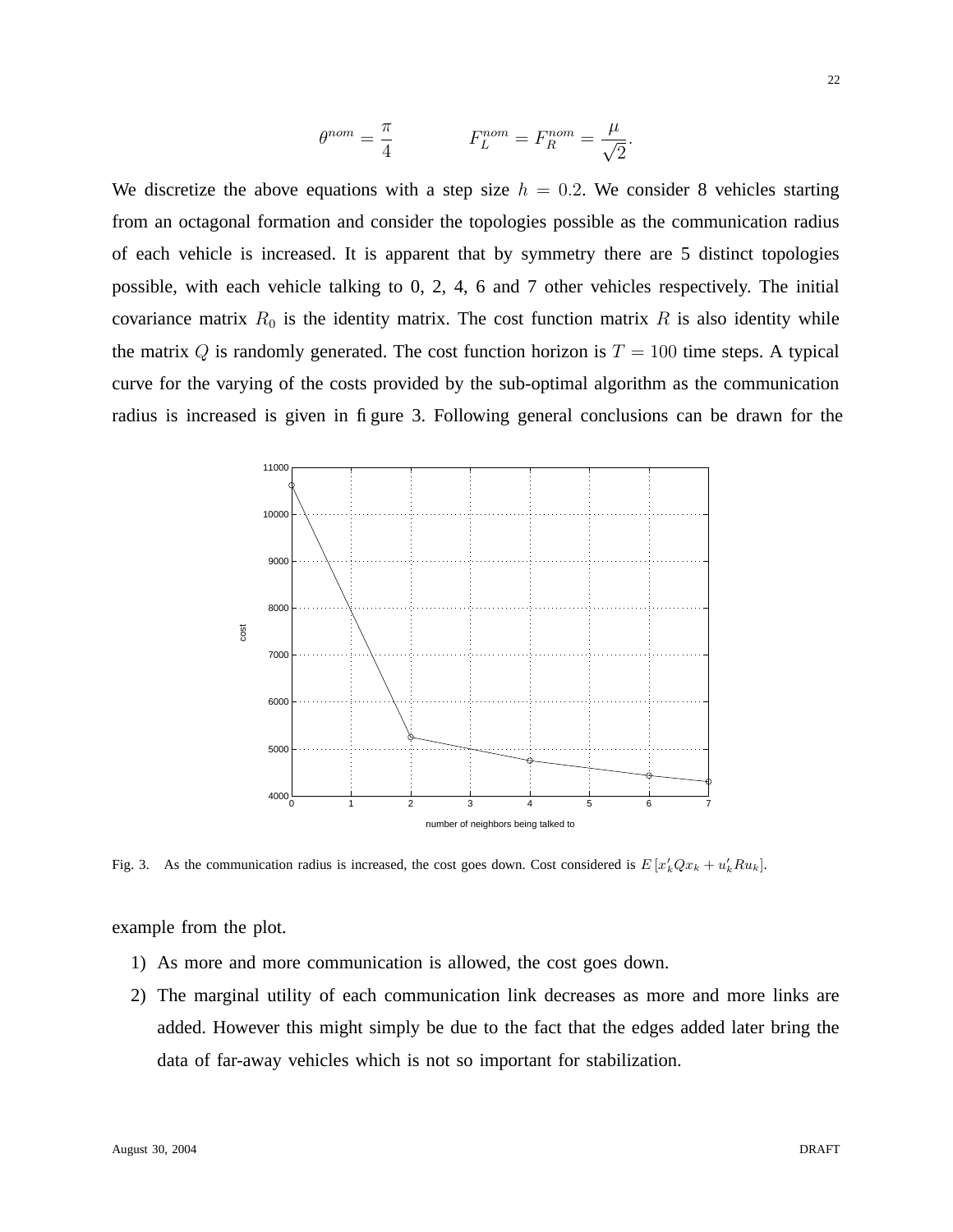$$\theta^{nom} = \frac{\pi}{4} \qquad\qquad F_L^{nom} = F_R^{nom} = \frac{\mu}{\sqrt{2}}.$$

We discretize the above equations with a step size $h = 0.2$. We consider 8 vehicles starting from an octagonal formation and consider the topologies possible as the communication radius of each vehicle is increased. It is apparent that by symmetry there are 5 distinct topologies possible, with each vehicle talking to 0, 2, 4, 6 and 7 other vehicles respectively. The initial covariance matrix $R_0$ is the identity matrix. The cost function matrix $R$ is also identity while the matrix $Q$ is randomly generated. The cost function horizon is $T = 100$ time steps. A typical curve for the varying of the costs provided by the sub-optimal algorithm as the communication radius is increased is given in figure 3. Following general conclusions can be drawn for the example from the plot.

Fig. 3. As the communication radius is increased, the cost goes down. Cost considered is $E\left[x_k' Q x_k + u_k' R u_k\right]$.

1) As more and more communication is allowed, the cost goes down.
2) The marginal utility of each communication link decreases as more and more links are added. However this might simply be due to the fact that the edges added later bring the data of far-away vehicles which is not so important for stabilization.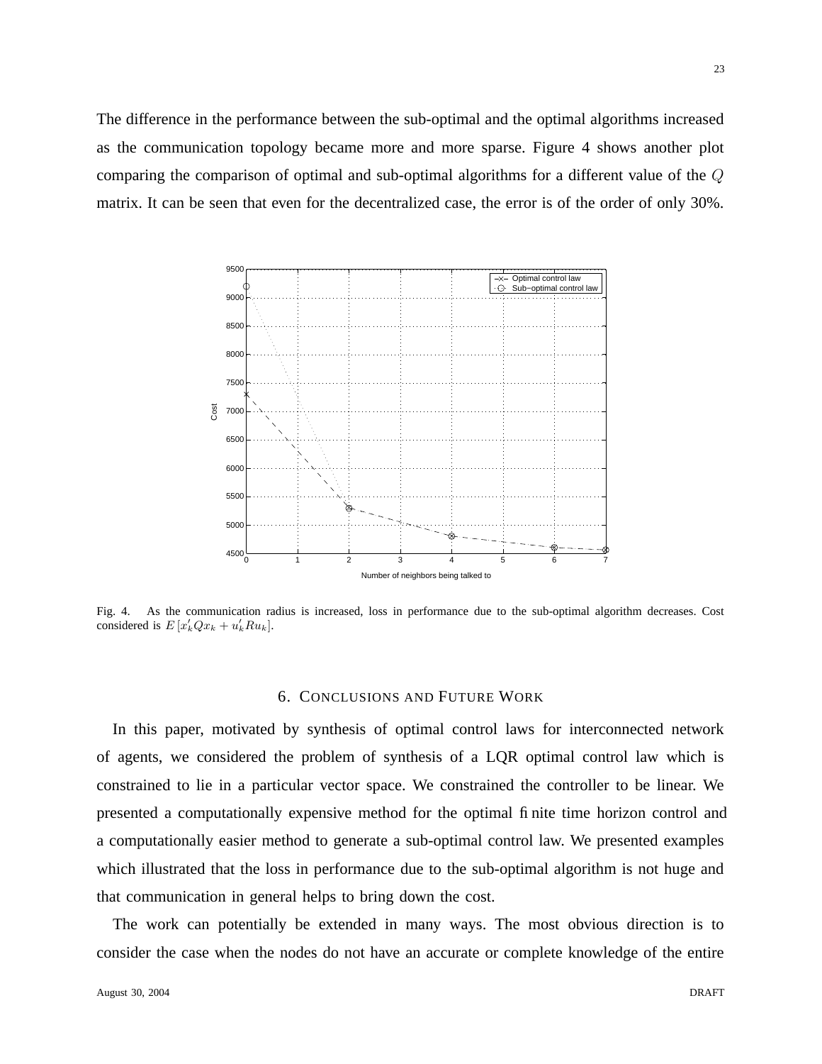The difference in the performance between the sub-optimal and the optimal algorithms increased as the communication topology became more and more sparse. Figure 4 shows another plot comparing the comparison of optimal and sub-optimal algorithms for a different value of the $Q$ matrix. It can be seen that even for the decentralized case, the error is of the order of only 30%.

Fig. 4. As the communication radius is increased, loss in performance due to the sub-optimal algorithm decreases. Cost considered is $E\left[x_k' Q x_k + u_k' R u_k\right]$.

## 6. Conclusions and Future Work

In this paper, motivated by synthesis of optimal control laws for interconnected network of agents, we considered the problem of synthesis of a LQR optimal control law which is constrained to lie in a particular vector space. We constrained the controller to be linear. We presented a computationally expensive method for the optimal finite time horizon control and a computationally easier method to generate a sub-optimal control law. We presented examples which illustrated that the loss in performance due to the sub-optimal algorithm is not huge and that communication in general helps to bring down the cost.

The work can potentially be extended in many ways. The most obvious direction is to consider the case when the nodes do not have an accurate or complete knowledge of the entire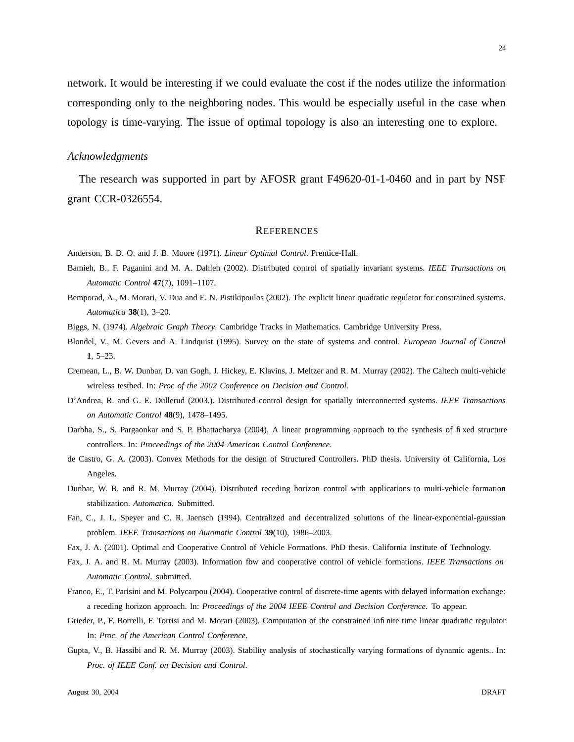network. It would be interesting if we could evaluate the cost if the nodes utilize the information corresponding only to the neighboring nodes. This would be especially useful in the case when topology is time-varying. The issue of optimal topology is also an interesting one to explore.

### *Acknowledgments*

The research was supported in part by AFOSR grant F49620-01-1-0460 and in part by NSF grant CCR-0326554.

## REFERENCES

Anderson, B. D. O. and J. B. Moore (1971). *Linear Optimal Control*. Prentice-Hall.

Bamieh, B., F. Paganini and M. A. Dahleh (2002). Distributed control of spatially invariant systems. *IEEE Transactions on Automatic Control* **47**(7), 1091–1107.

Bemporad, A., M. Morari, V. Dua and E. N. Pistikipoulos (2002). The explicit linear quadratic regulator for constrained systems. *Automatica* **38**(1), 3–20.

Biggs, N. (1974). *Algebraic Graph Theory*. Cambridge Tracks in Mathematics. Cambridge University Press.

Blondel, V., M. Gevers and A. Lindquist (1995). Survey on the state of systems and control. *European Journal of Control* **1**, 5–23.

Cremean, L., B. W. Dunbar, D. van Gogh, J. Hickey, E. Klavins, J. Meltzer and R. M. Murray (2002). The Caltech multi-vehicle wireless testbed. In: *Proc of the 2002 Conference on Decision and Control*.

D'Andrea, R. and G. E. Dullerud (2003.). Distributed control design for spatially interconnected systems. *IEEE Transactions on Automatic Control* **48**(9), 1478–1495.

Darbha, S., S. Pargaonkar and S. P. Bhattacharya (2004). A linear programming approach to the synthesis of fixed structure controllers. In: *Proceedings of the 2004 American Control Conference*.

de Castro, G. A. (2003). Convex Methods for the design of Structured Controllers. PhD thesis. University of California, Los Angeles.

Dunbar, W. B. and R. M. Murray (2004). Distributed receding horizon control with applications to multi-vehicle formation stabilization. *Automatica*. Submitted.

Fan, C., J. L. Speyer and C. R. Jaensch (1994). Centralized and decentralized solutions of the linear-exponential-gaussian problem. *IEEE Transactions on Automatic Control* **39**(10), 1986–2003.

Fax, J. A. (2001). Optimal and Cooperative Control of Vehicle Formations. PhD thesis. California Institute of Technology.

Fax, J. A. and R. M. Murray (2003). Information flow and cooperative control of vehicle formations. *IEEE Transactions on Automatic Control*. submitted.

Franco, E., T. Parisini and M. Polycarpou (2004). Cooperative control of discrete-time agents with delayed information exchange: a receding horizon approach. In: *Proceedings of the 2004 IEEE Control and Decision Conference*. To appear.

Grieder, P., F. Borrelli, F. Torrisi and M. Morari (2003). Computation of the constrained infinite time linear quadratic regulator. In: *Proc. of the American Control Conference*.

Gupta, V., B. Hassibi and R. M. Murray (2003). Stability analysis of stochastically varying formations of dynamic agents.. In: *Proc. of IEEE Conf. on Decision and Control*.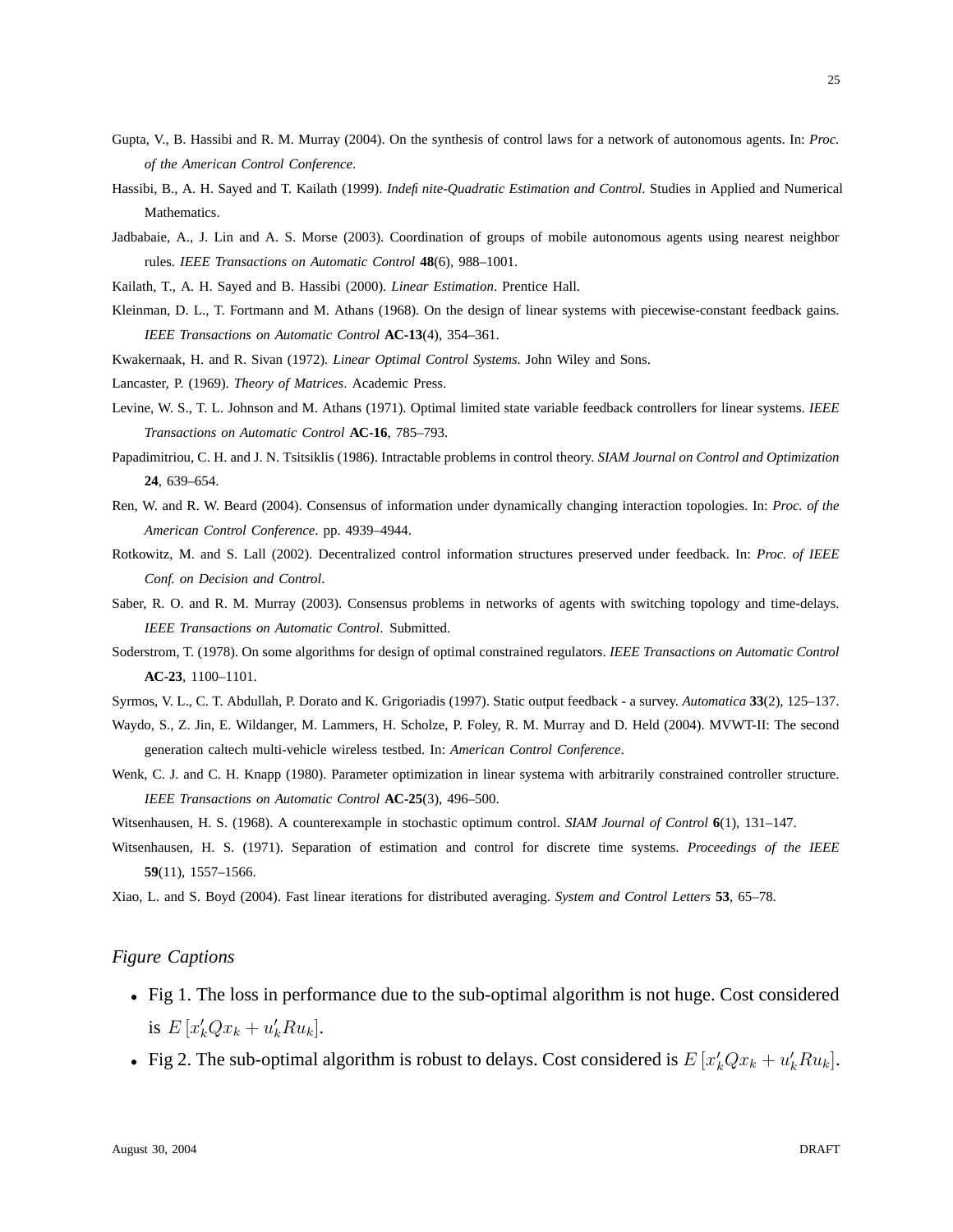Gupta, V., B. Hassibi and R. M. Murray (2004). On the synthesis of control laws for a network of autonomous agents. In: *Proc. of the American Control Conference*.

Hassibi, B., A. H. Sayed and T. Kailath (1999). *Indefinite-Quadratic Estimation and Control*. Studies in Applied and Numerical Mathematics.

Jadbabaie, A., J. Lin and A. S. Morse (2003). Coordination of groups of mobile autonomous agents using nearest neighbor rules. *IEEE Transactions on Automatic Control* **48**(6), 988–1001.

Kailath, T., A. H. Sayed and B. Hassibi (2000). *Linear Estimation*. Prentice Hall.

Kleinman, D. L., T. Fortmann and M. Athans (1968). On the design of linear systems with piecewise-constant feedback gains. *IEEE Transactions on Automatic Control* **AC-13**(4), 354–361.

Kwakernaak, H. and R. Sivan (1972). *Linear Optimal Control Systems*. John Wiley and Sons.

Lancaster, P. (1969). *Theory of Matrices*. Academic Press.

Levine, W. S., T. L. Johnson and M. Athans (1971). Optimal limited state variable feedback controllers for linear systems. *IEEE Transactions on Automatic Control* **AC-16**, 785–793.

Papadimitriou, C. H. and J. N. Tsitsiklis (1986). Intractable problems in control theory. *SIAM Journal on Control and Optimization* **24**, 639–654.

Ren, W. and R. W. Beard (2004). Consensus of information under dynamically changing interaction topologies. In: *Proc. of the American Control Conference*. pp. 4939–4944.

Rotkowitz, M. and S. Lall (2002). Decentralized control information structures preserved under feedback. In: *Proc. of IEEE Conf. on Decision and Control*.

Saber, R. O. and R. M. Murray (2003). Consensus problems in networks of agents with switching topology and time-delays. *IEEE Transactions on Automatic Control*. Submitted.

Soderstrom, T. (1978). On some algorithms for design of optimal constrained regulators. *IEEE Transactions on Automatic Control* **AC-23**, 1100–1101.

Syrmos, V. L., C. T. Abdullah, P. Dorato and K. Grigoriadis (1997). Static output feedback - a survey. *Automatica* **33**(2), 125–137.

Waydo, S., Z. Jin, E. Wildanger, M. Lammers, H. Scholze, P. Foley, R. M. Murray and D. Held (2004). MVWT-II: The second generation caltech multi-vehicle wireless testbed. In: *American Control Conference*.

Wenk, C. J. and C. H. Knapp (1980). Parameter optimization in linear systema with arbitrarily constrained controller structure. *IEEE Transactions on Automatic Control* **AC-25**(3), 496–500.

Witsenhausen, H. S. (1968). A counterexample in stochastic optimum control. *SIAM Journal of Control* **6**(1), 131–147.

Witsenhausen, H. S. (1971). Separation of estimation and control for discrete time systems. *Proceedings of the IEEE* **59**(11), 1557–1566.

Xiao, L. and S. Boyd (2004). Fast linear iterations for distributed averaging. *System and Control Letters* **53**, 65–78.

## *Figure Captions*

- Fig 1. The loss in performance due to the sub-optimal algorithm is not huge. Cost considered is $E\left[x_k'Qx_k + u_k'Ru_k\right]$.
- Fig 2. The sub-optimal algorithm is robust to delays. Cost considered is $E\left[x_k'Qx_k + u_k'Ru_k\right]$.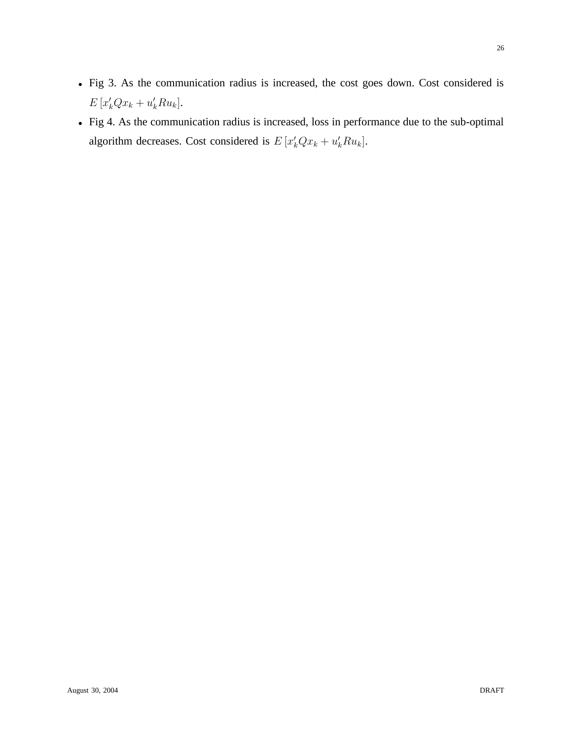- Fig 3. As the communication radius is increased, the cost goes down. Cost considered is $E\left[x_k' Q x_k + u_k' R u_k\right]$.
- Fig 4. As the communication radius is increased, loss in performance due to the sub-optimal algorithm decreases. Cost considered is $E\left[x_k' Q x_k + u_k' R u_k\right]$.